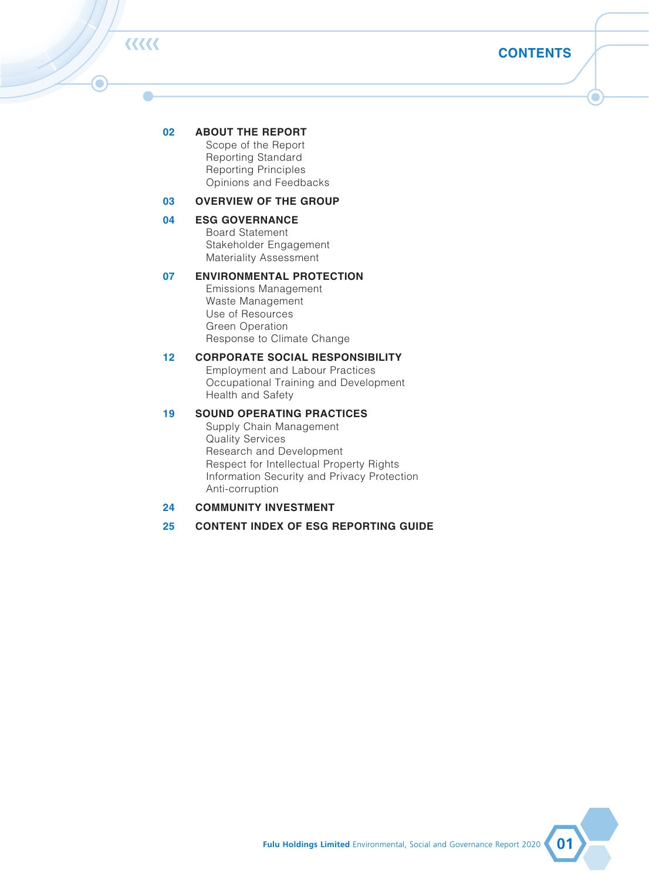# CONTENTS

**02 ABOUT THE REPORT**
- Scope of the Report
- Reporting Standard
- Reporting Principles
- Opinions and Feedbacks

**03 OVERVIEW OF THE GROUP**

**04 ESG GOVERNANCE**
- Board Statement
- Stakeholder Engagement
- Materiality Assessment

**07 ENVIRONMENTAL PROTECTION**
- Emissions Management
- Waste Management
- Use of Resources
- Green Operation
- Response to Climate Change

**12 CORPORATE SOCIAL RESPONSIBILITY**
- Employment and Labour Practices
- Occupational Training and Development
- Health and Safety

**19 SOUND OPERATING PRACTICES**
- Supply Chain Management
- Quality Services
- Research and Development
- Respect for Intellectual Property Rights
- Information Security and Privacy Protection
- Anti-corruption

**24 COMMUNITY INVESTMENT**

**25 CONTENT INDEX OF ESG REPORTING GUIDE**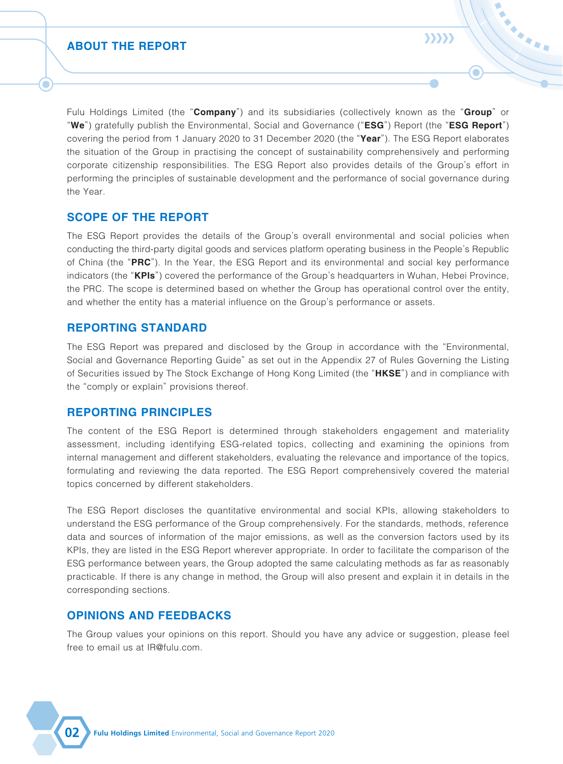## ABOUT THE REPORT

Fulu Holdings Limited (the "**Company**") and its subsidiaries (collectively known as the "**Group**" or "**We**") gratefully publish the Environmental, Social and Governance ("**ESG**") Report (the "**ESG Report**") covering the period from 1 January 2020 to 31 December 2020 (the "**Year**"). The ESG Report elaborates the situation of the Group in practising the concept of sustainability comprehensively and performing corporate citizenship responsibilities. The ESG Report also provides details of the Group's effort in performing the principles of sustainable development and the performance of social governance during the Year.

## SCOPE OF THE REPORT

The ESG Report provides the details of the Group's overall environmental and social policies when conducting the third-party digital goods and services platform operating business in the People's Republic of China (the "**PRC**"). In the Year, the ESG Report and its environmental and social key performance indicators (the "**KPIs**") covered the performance of the Group's headquarters in Wuhan, Hebei Province, the PRC. The scope is determined based on whether the Group has operational control over the entity, and whether the entity has a material influence on the Group's performance or assets.

## REPORTING STANDARD

The ESG Report was prepared and disclosed by the Group in accordance with the "Environmental, Social and Governance Reporting Guide" as set out in the Appendix 27 of Rules Governing the Listing of Securities issued by The Stock Exchange of Hong Kong Limited (the "**HKSE**") and in compliance with the "comply or explain" provisions thereof.

## REPORTING PRINCIPLES

The content of the ESG Report is determined through stakeholders engagement and materiality assessment, including identifying ESG-related topics, collecting and examining the opinions from internal management and different stakeholders, evaluating the relevance and importance of the topics, formulating and reviewing the data reported. The ESG Report comprehensively covered the material topics concerned by different stakeholders.

The ESG Report discloses the quantitative environmental and social KPIs, allowing stakeholders to understand the ESG performance of the Group comprehensively. For the standards, methods, reference data and sources of information of the major emissions, as well as the conversion factors used by its KPIs, they are listed in the ESG Report wherever appropriate. In order to facilitate the comparison of the ESG performance between years, the Group adopted the same calculating methods as far as reasonably practicable. If there is any change in method, the Group will also present and explain it in details in the corresponding sections.

## OPINIONS AND FEEDBACKS

The Group values your opinions on this report. Should you have any advice or suggestion, please feel free to email us at IR@fulu.com.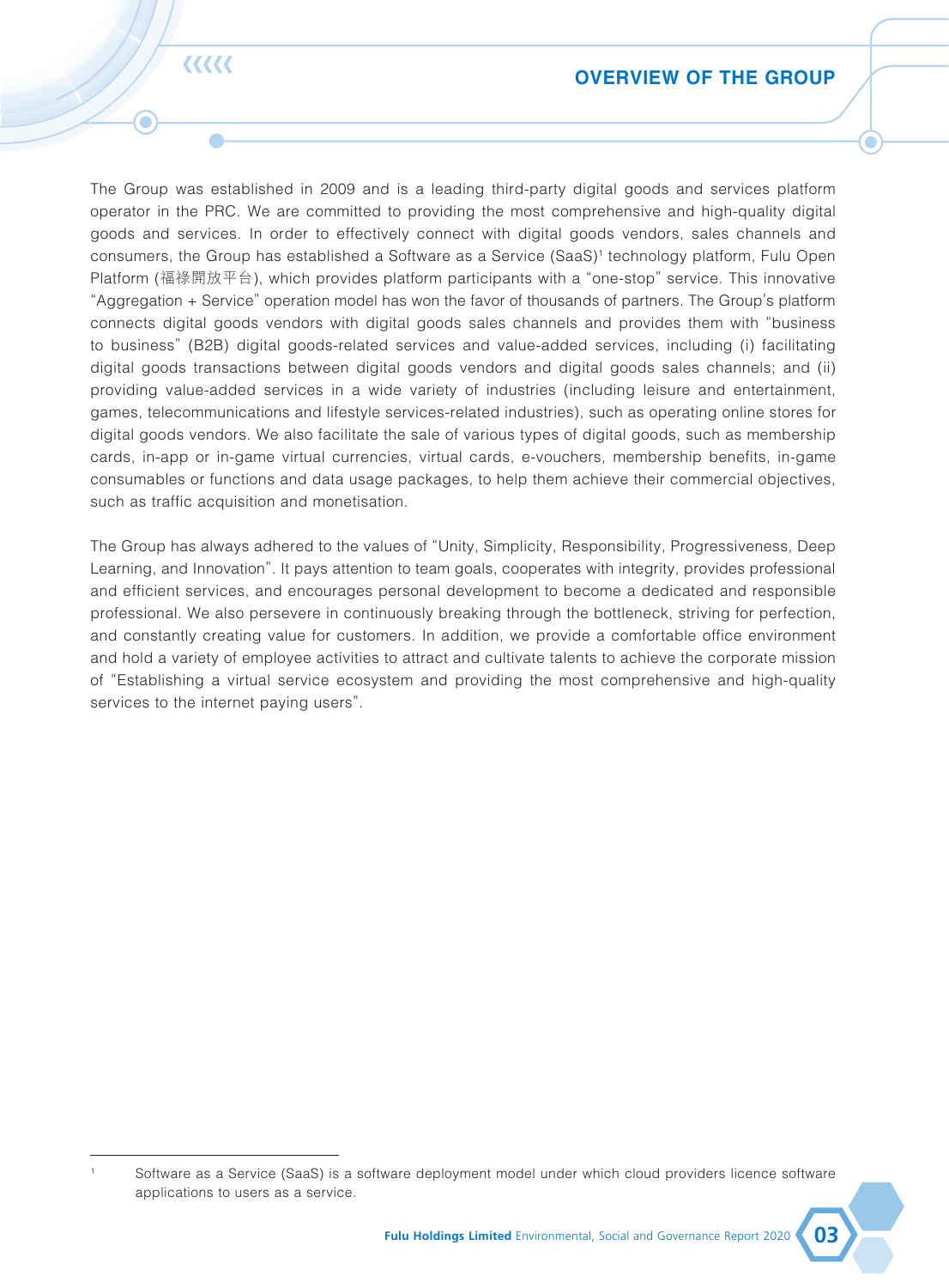# OVERVIEW OF THE GROUP

The Group was established in 2009 and is a leading third-party digital goods and services platform operator in the PRC. We are committed to providing the most comprehensive and high-quality digital goods and services. In order to effectively connect with digital goods vendors, sales channels and consumers, the Group has established a Software as a Service (SaaS)[1] technology platform, Fulu Open Platform (福祿開放平台), which provides platform participants with a "one-stop" service. This innovative "Aggregation + Service" operation model has won the favor of thousands of partners. The Group's platform connects digital goods vendors with digital goods sales channels and provides them with "business to business" (B2B) digital goods-related services and value-added services, including (i) facilitating digital goods transactions between digital goods vendors and digital goods sales channels; and (ii) providing value-added services in a wide variety of industries (including leisure and entertainment, games, telecommunications and lifestyle services-related industries), such as operating online stores for digital goods vendors. We also facilitate the sale of various types of digital goods, such as membership cards, in-app or in-game virtual currencies, virtual cards, e-vouchers, membership benefits, in-game consumables or functions and data usage packages, to help them achieve their commercial objectives, such as traffic acquisition and monetisation.

The Group has always adhered to the values of "Unity, Simplicity, Responsibility, Progressiveness, Deep Learning, and Innovation". It pays attention to team goals, cooperates with integrity, provides professional and efficient services, and encourages personal development to become a dedicated and responsible professional. We also persevere in continuously breaking through the bottleneck, striving for perfection, and constantly creating value for customers. In addition, we provide a comfortable office environment and hold a variety of employee activities to attract and cultivate talents to achieve the corporate mission of "Establishing a virtual service ecosystem and providing the most comprehensive and high-quality services to the internet paying users".

---

[1] Software as a Service (SaaS) is a software deployment model under which cloud providers licence software applications to users as a service.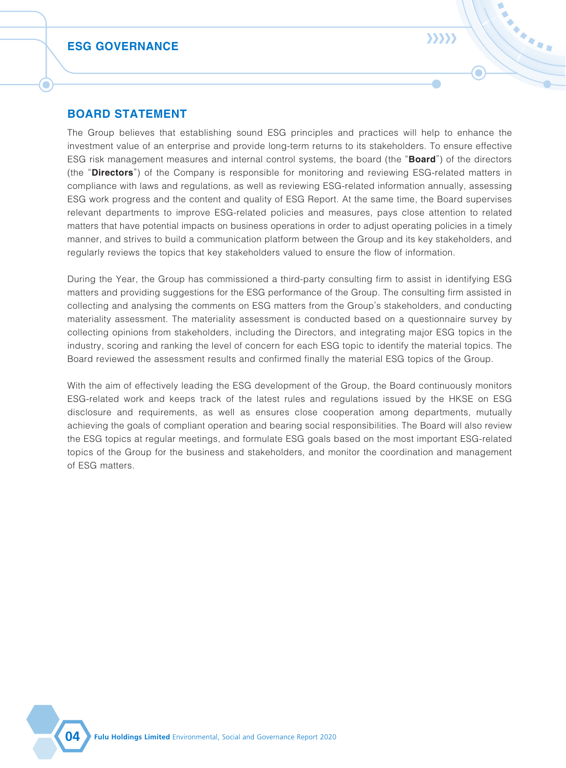# ESG GOVERNANCE

## BOARD STATEMENT

The Group believes that establishing sound ESG principles and practices will help to enhance the investment value of an enterprise and provide long-term returns to its stakeholders. To ensure effective ESG risk management measures and internal control systems, the board (the "**Board**") of the directors (the "**Directors**") of the Company is responsible for monitoring and reviewing ESG-related matters in compliance with laws and regulations, as well as reviewing ESG-related information annually, assessing ESG work progress and the content and quality of ESG Report. At the same time, the Board supervises relevant departments to improve ESG-related policies and measures, pays close attention to related matters that have potential impacts on business operations in order to adjust operating policies in a timely manner, and strives to build a communication platform between the Group and its key stakeholders, and regularly reviews the topics that key stakeholders valued to ensure the flow of information.

During the Year, the Group has commissioned a third-party consulting firm to assist in identifying ESG matters and providing suggestions for the ESG performance of the Group. The consulting firm assisted in collecting and analysing the comments on ESG matters from the Group's stakeholders, and conducting materiality assessment. The materiality assessment is conducted based on a questionnaire survey by collecting opinions from stakeholders, including the Directors, and integrating major ESG topics in the industry, scoring and ranking the level of concern for each ESG topic to identify the material topics. The Board reviewed the assessment results and confirmed finally the material ESG topics of the Group.

With the aim of effectively leading the ESG development of the Group, the Board continuously monitors ESG-related work and keeps track of the latest rules and regulations issued by the HKSE on ESG disclosure and requirements, as well as ensures close cooperation among departments, mutually achieving the goals of compliant operation and bearing social responsibilities. The Board will also review the ESG topics at regular meetings, and formulate ESG goals based on the most important ESG-related topics of the Group for the business and stakeholders, and monitor the coordination and management of ESG matters.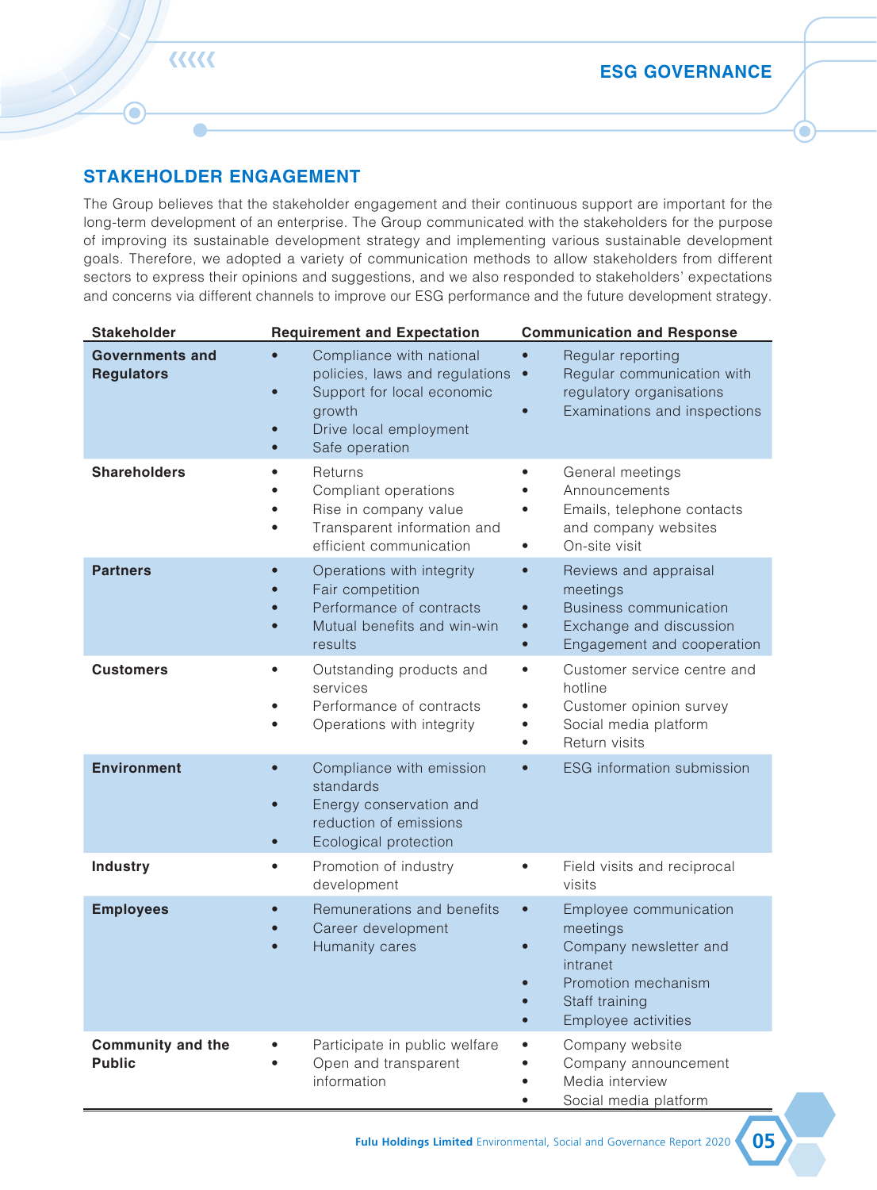## STAKEHOLDER ENGAGEMENT

The Group believes that the stakeholder engagement and their continuous support are important for the long-term development of an enterprise. The Group communicated with the stakeholders for the purpose of improving its sustainable development strategy and implementing various sustainable development goals. Therefore, we adopted a variety of communication methods to allow stakeholders from different sectors to express their opinions and suggestions, and we also responded to stakeholders' expectations and concerns via different channels to improve our ESG performance and the future development strategy.

| Stakeholder | Requirement and Expectation | Communication and Response |
|---|---|---|
| **Governments and Regulators** | • Compliance with national policies, laws and regulations<br>• Support for local economic growth<br>• Drive local employment<br>• Safe operation | • Regular reporting<br>• Regular communication with regulatory organisations<br>• Examinations and inspections |
| **Shareholders** | • Returns<br>• Compliant operations<br>• Rise in company value<br>• Transparent information and efficient communication | • General meetings<br>• Announcements<br>• Emails, telephone contacts and company websites<br>• On-site visit |
| **Partners** | • Operations with integrity<br>• Fair competition<br>• Performance of contracts<br>• Mutual benefits and win-win results | • Reviews and appraisal meetings<br>• Business communication<br>• Exchange and discussion<br>• Engagement and cooperation |
| **Customers** | • Outstanding products and services<br>• Performance of contracts<br>• Operations with integrity | • Customer service centre and hotline<br>• Customer opinion survey<br>• Social media platform<br>• Return visits |
| **Environment** | • Compliance with emission standards<br>• Energy conservation and reduction of emissions<br>• Ecological protection | • ESG information submission |
| **Industry** | • Promotion of industry development | • Field visits and reciprocal visits |
| **Employees** | • Remunerations and benefits<br>• Career development<br>• Humanity cares | • Employee communication meetings<br>• Company newsletter and intranet<br>• Promotion mechanism<br>• Staff training<br>• Employee activities |
| **Community and the Public** | • Participate in public welfare<br>• Open and transparent information | • Company website<br>• Company announcement<br>• Media interview<br>• Social media platform |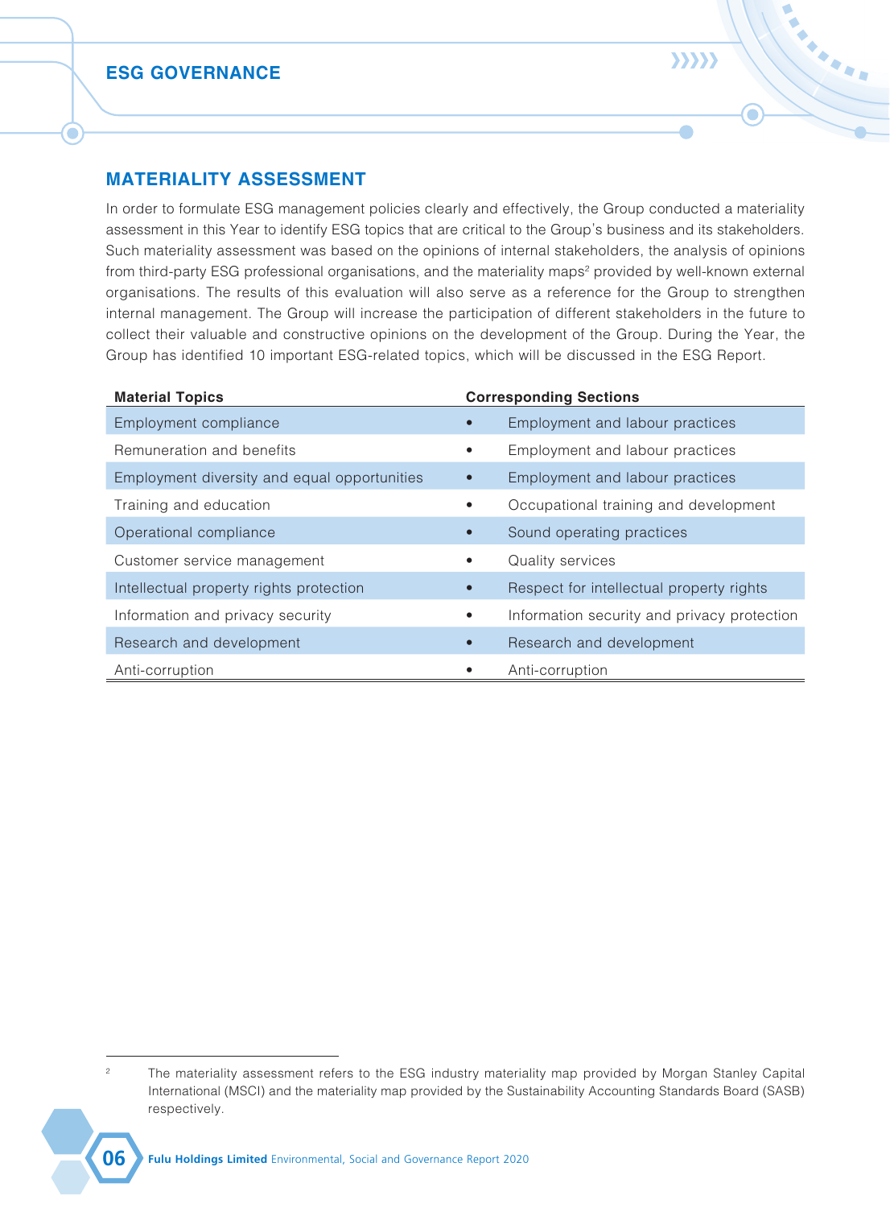## MATERIALITY ASSESSMENT

In order to formulate ESG management policies clearly and effectively, the Group conducted a materiality assessment in this Year to identify ESG topics that are critical to the Group's business and its stakeholders. Such materiality assessment was based on the opinions of internal stakeholders, the analysis of opinions from third-party ESG professional organisations, and the materiality maps[2] provided by well-known external organisations. The results of this evaluation will also serve as a reference for the Group to strengthen internal management. The Group will increase the participation of different stakeholders in the future to collect their valuable and constructive opinions on the development of the Group. During the Year, the Group has identified 10 important ESG-related topics, which will be discussed in the ESG Report.

| Material Topics | Corresponding Sections |
|---|---|
| Employment compliance | • Employment and labour practices |
| Remuneration and benefits | • Employment and labour practices |
| Employment diversity and equal opportunities | • Employment and labour practices |
| Training and education | • Occupational training and development |
| Operational compliance | • Sound operating practices |
| Customer service management | • Quality services |
| Intellectual property rights protection | • Respect for intellectual property rights |
| Information and privacy security | • Information security and privacy protection |
| Research and development | • Research and development |
| Anti-corruption | • Anti-corruption |

[2] The materiality assessment refers to the ESG industry materiality map provided by Morgan Stanley Capital International (MSCI) and the materiality map provided by the Sustainability Accounting Standards Board (SASB) respectively.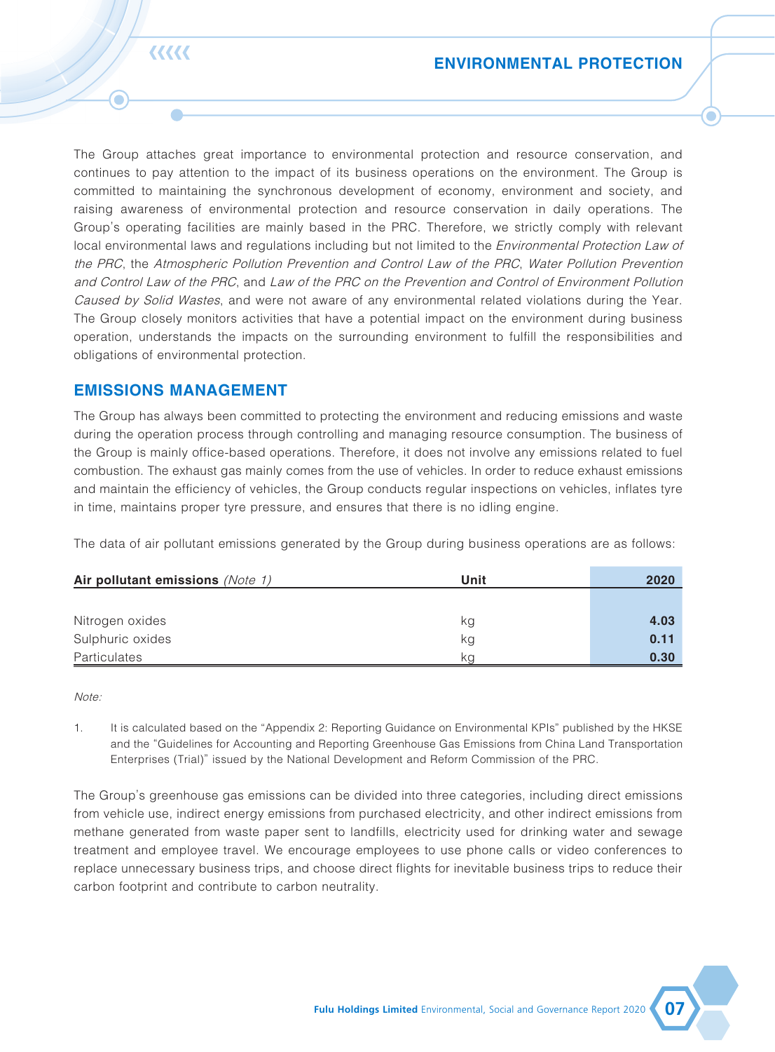# ENVIRONMENTAL PROTECTION

The Group attaches great importance to environmental protection and resource conservation, and continues to pay attention to the impact of its business operations on the environment. The Group is committed to maintaining the synchronous development of economy, environment and society, and raising awareness of environmental protection and resource conservation in daily operations. The Group's operating facilities are mainly based in the PRC. Therefore, we strictly comply with relevant local environmental laws and regulations including but not limited to the *Environmental Protection Law of the PRC*, the *Atmospheric Pollution Prevention and Control Law of the PRC*, *Water Pollution Prevention and Control Law of the PRC*, and *Law of the PRC on the Prevention and Control of Environment Pollution Caused by Solid Wastes*, and were not aware of any environmental related violations during the Year. The Group closely monitors activities that have a potential impact on the environment during business operation, understands the impacts on the surrounding environment to fulfill the responsibilities and obligations of environmental protection.

## EMISSIONS MANAGEMENT

The Group has always been committed to protecting the environment and reducing emissions and waste during the operation process through controlling and managing resource consumption. The business of the Group is mainly office-based operations. Therefore, it does not involve any emissions related to fuel combustion. The exhaust gas mainly comes from the use of vehicles. In order to reduce exhaust emissions and maintain the efficiency of vehicles, the Group conducts regular inspections on vehicles, inflates tyre in time, maintains proper tyre pressure, and ensures that there is no idling engine.

The data of air pollutant emissions generated by the Group during business operations are as follows:

| **Air pollutant emissions** *(Note 1)* | **Unit** | **2020** |
|---|---|---|
| Nitrogen oxides | kg | **4.03** |
| Sulphuric oxides | kg | **0.11** |
| Particulates | kg | **0.30** |

*Note:*

1. It is calculated based on the "Appendix 2: Reporting Guidance on Environmental KPIs" published by the HKSE and the "Guidelines for Accounting and Reporting Greenhouse Gas Emissions from China Land Transportation Enterprises (Trial)" issued by the National Development and Reform Commission of the PRC.

The Group's greenhouse gas emissions can be divided into three categories, including direct emissions from vehicle use, indirect energy emissions from purchased electricity, and other indirect emissions from methane generated from waste paper sent to landfills, electricity used for drinking water and sewage treatment and employee travel. We encourage employees to use phone calls or video conferences to replace unnecessary business trips, and choose direct flights for inevitable business trips to reduce their carbon footprint and contribute to carbon neutrality.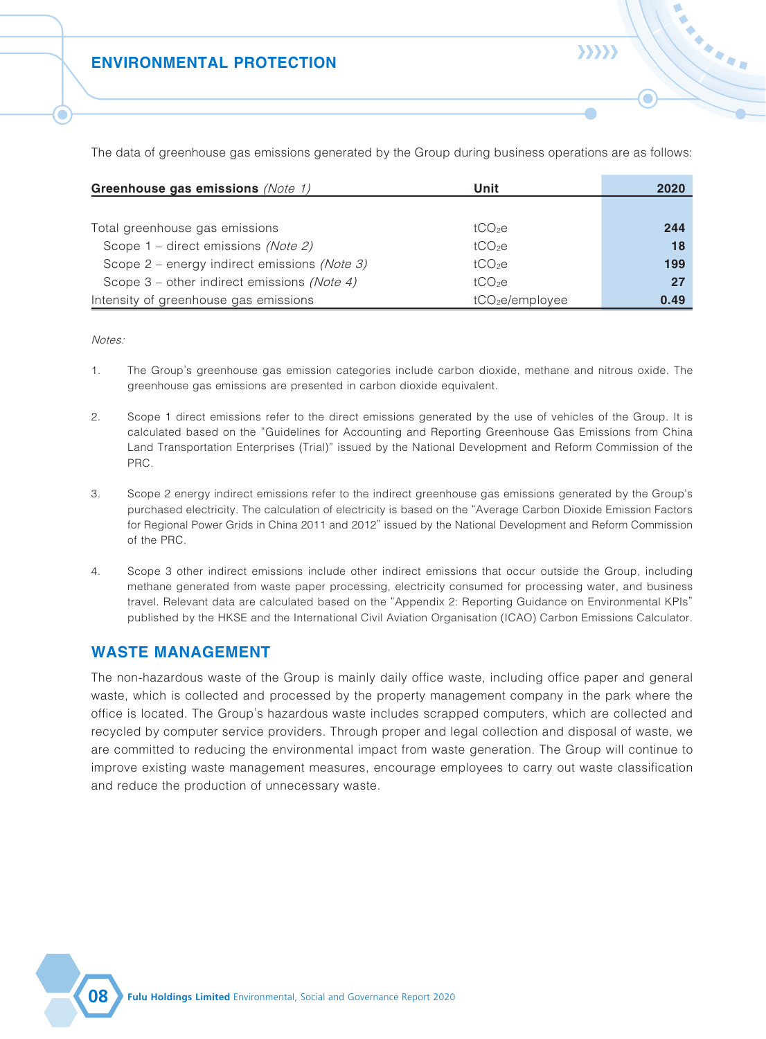## ENVIRONMENTAL PROTECTION

The data of greenhouse gas emissions generated by the Group during business operations are as follows:

| **Greenhouse gas emissions** *(Note 1)* | **Unit** | **2020** |
|---|---|---|
| Total greenhouse gas emissions | $tCO_2e$ | **244** |
| Scope 1 – direct emissions *(Note 2)* | $tCO_2e$ | **18** |
| Scope 2 – energy indirect emissions *(Note 3)* | $tCO_2e$ | **199** |
| Scope 3 – other indirect emissions *(Note 4)* | $tCO_2e$ | **27** |
| Intensity of greenhouse gas emissions | $tCO_2e$/employee | **0.49** |

*Notes:*

1. The Group's greenhouse gas emission categories include carbon dioxide, methane and nitrous oxide. The greenhouse gas emissions are presented in carbon dioxide equivalent.

2. Scope 1 direct emissions refer to the direct emissions generated by the use of vehicles of the Group. It is calculated based on the "Guidelines for Accounting and Reporting Greenhouse Gas Emissions from China Land Transportation Enterprises (Trial)" issued by the National Development and Reform Commission of the PRC.

3. Scope 2 energy indirect emissions refer to the indirect greenhouse gas emissions generated by the Group's purchased electricity. The calculation of electricity is based on the "Average Carbon Dioxide Emission Factors for Regional Power Grids in China 2011 and 2012" issued by the National Development and Reform Commission of the PRC.

4. Scope 3 other indirect emissions include other indirect emissions that occur outside the Group, including methane generated from waste paper processing, electricity consumed for processing water, and business travel. Relevant data are calculated based on the "Appendix 2: Reporting Guidance on Environmental KPIs" published by the HKSE and the International Civil Aviation Organisation (ICAO) Carbon Emissions Calculator.

## WASTE MANAGEMENT

The non-hazardous waste of the Group is mainly daily office waste, including office paper and general waste, which is collected and processed by the property management company in the park where the office is located. The Group's hazardous waste includes scrapped computers, which are collected and recycled by computer service providers. Through proper and legal collection and disposal of waste, we are committed to reducing the environmental impact from waste generation. The Group will continue to improve existing waste management measures, encourage employees to carry out waste classification and reduce the production of unnecessary waste.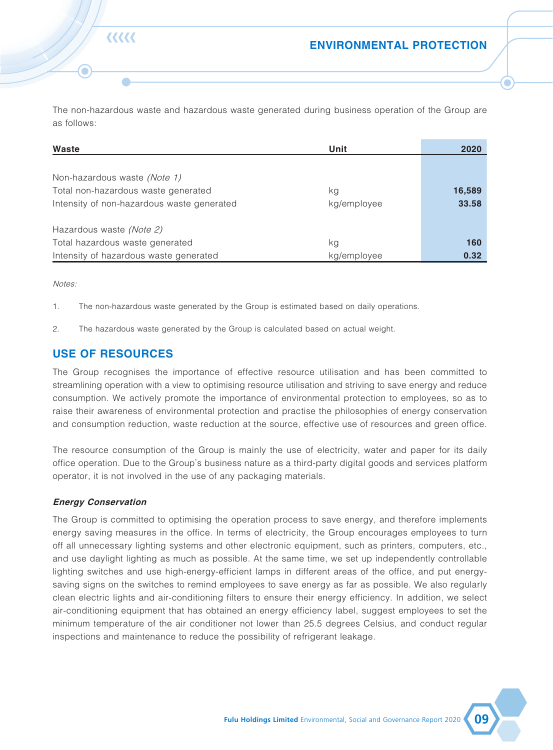The non-hazardous waste and hazardous waste generated during business operation of the Group are as follows:

| Waste | Unit | 2020 |
|---|---|---|
| Non-hazardous waste *(Note 1)* | | |
| Total non-hazardous waste generated | kg | **16,589** |
| Intensity of non-hazardous waste generated | kg/employee | **33.58** |
| Hazardous waste *(Note 2)* | | |
| Total hazardous waste generated | kg | **160** |
| Intensity of hazardous waste generated | kg/employee | **0.32** |

*Notes:*

1. The non-hazardous waste generated by the Group is estimated based on daily operations.
2. The hazardous waste generated by the Group is calculated based on actual weight.

## USE OF RESOURCES

The Group recognises the importance of effective resource utilisation and has been committed to streamlining operation with a view to optimising resource utilisation and striving to save energy and reduce consumption. We actively promote the importance of environmental protection to employees, so as to raise their awareness of environmental protection and practise the philosophies of energy conservation and consumption reduction, waste reduction at the source, effective use of resources and green office.

The resource consumption of the Group is mainly the use of electricity, water and paper for its daily office operation. Due to the Group's business nature as a third-party digital goods and services platform operator, it is not involved in the use of any packaging materials.

### *Energy Conservation*

The Group is committed to optimising the operation process to save energy, and therefore implements energy saving measures in the office. In terms of electricity, the Group encourages employees to turn off all unnecessary lighting systems and other electronic equipment, such as printers, computers, etc., and use daylight lighting as much as possible. At the same time, we set up independently controllable lighting switches and use high-energy-efficient lamps in different areas of the office, and put energy-saving signs on the switches to remind employees to save energy as far as possible. We also regularly clean electric lights and air-conditioning filters to ensure their energy efficiency. In addition, we select air-conditioning equipment that has obtained an energy efficiency label, suggest employees to set the minimum temperature of the air conditioner not lower than 25.5 degrees Celsius, and conduct regular inspections and maintenance to reduce the possibility of refrigerant leakage.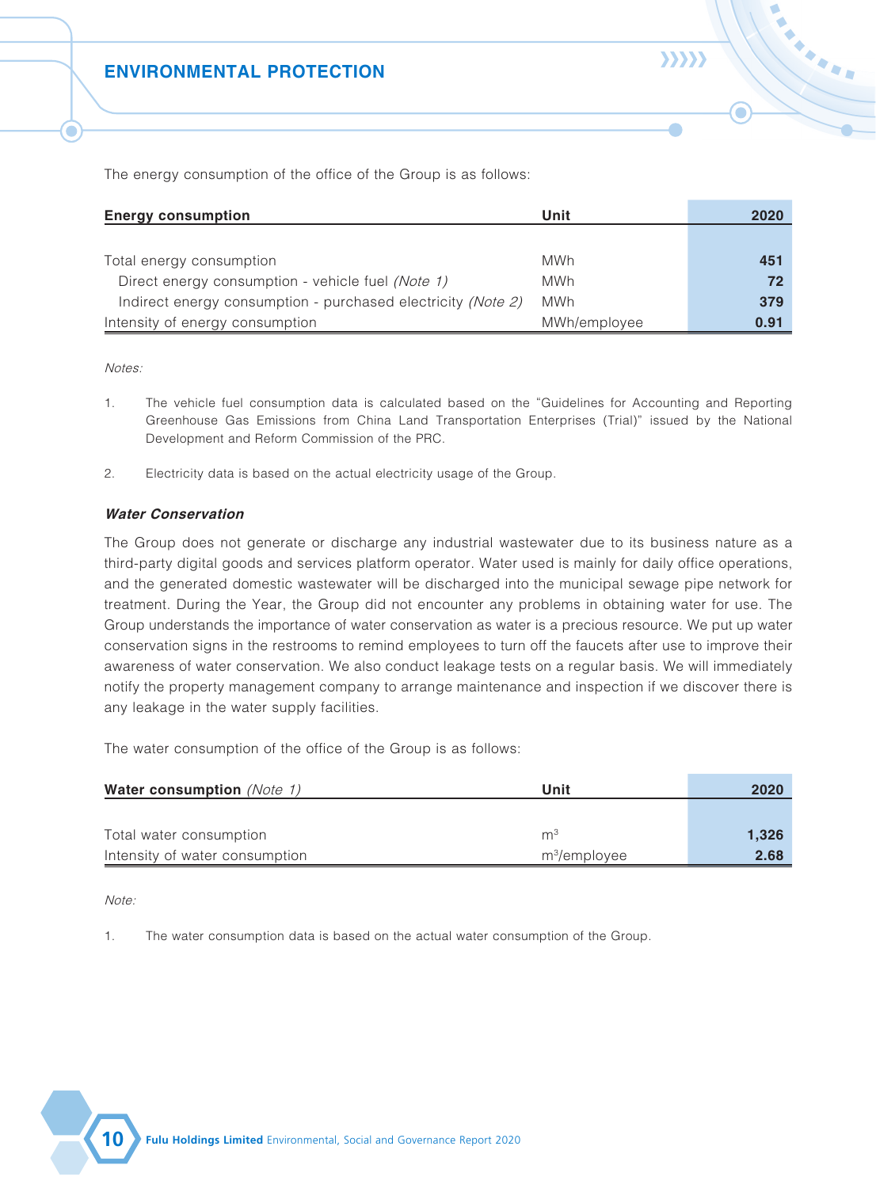## ENVIRONMENTAL PROTECTION

The energy consumption of the office of the Group is as follows:

| Energy consumption | Unit | 2020 |
|---|---|---|
| Total energy consumption | MWh | **451** |
| Direct energy consumption - vehicle fuel *(Note 1)* | MWh | **72** |
| Indirect energy consumption - purchased electricity *(Note 2)* | MWh | **379** |
| Intensity of energy consumption | MWh/employee | **0.91** |

*Notes:*

1. The vehicle fuel consumption data is calculated based on the "Guidelines for Accounting and Reporting Greenhouse Gas Emissions from China Land Transportation Enterprises (Trial)" issued by the National Development and Reform Commission of the PRC.

2. Electricity data is based on the actual electricity usage of the Group.

### *Water Conservation*

The Group does not generate or discharge any industrial wastewater due to its business nature as a third-party digital goods and services platform operator. Water used is mainly for daily office operations, and the generated domestic wastewater will be discharged into the municipal sewage pipe network for treatment. During the Year, the Group did not encounter any problems in obtaining water for use. The Group understands the importance of water conservation as water is a precious resource. We put up water conservation signs in the restrooms to remind employees to turn off the faucets after use to improve their awareness of water conservation. We also conduct leakage tests on a regular basis. We will immediately notify the property management company to arrange maintenance and inspection if we discover there is any leakage in the water supply facilities.

The water consumption of the office of the Group is as follows:

| Water consumption *(Note 1)* | Unit | 2020 |
|---|---|---|
| Total water consumption | $m^3$ | **1,326** |
| Intensity of water consumption | $m^3$/employee | **2.68** |

*Note:*

1. The water consumption data is based on the actual water consumption of the Group.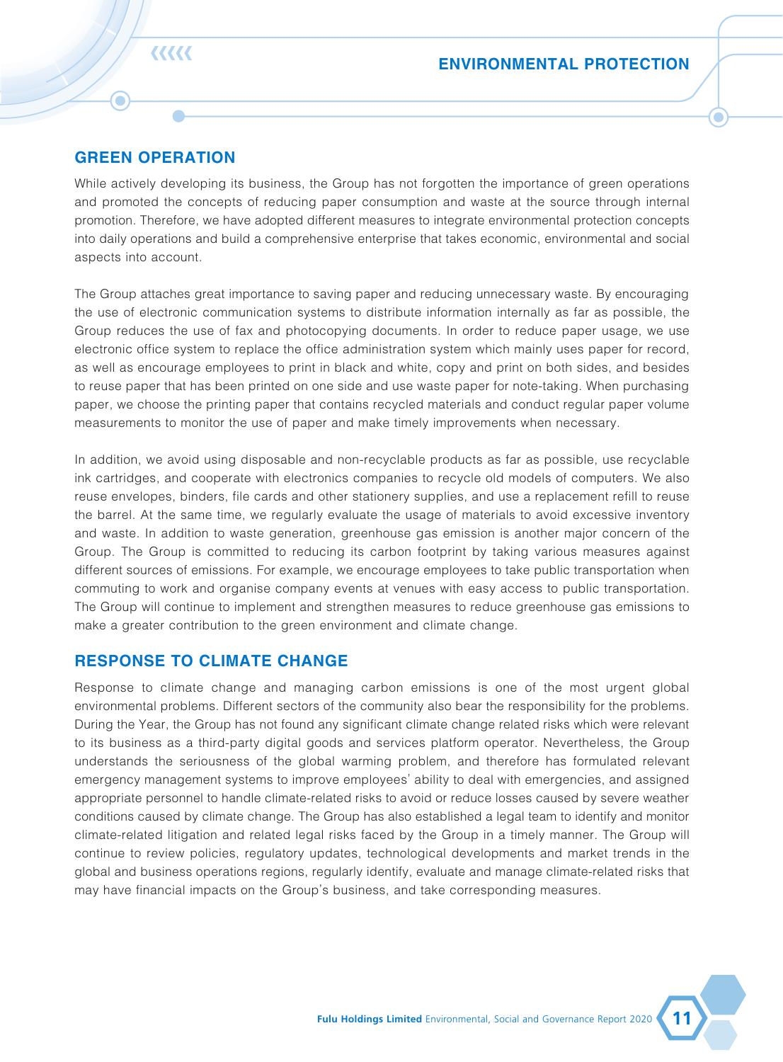## GREEN OPERATION

While actively developing its business, the Group has not forgotten the importance of green operations and promoted the concepts of reducing paper consumption and waste at the source through internal promotion. Therefore, we have adopted different measures to integrate environmental protection concepts into daily operations and build a comprehensive enterprise that takes economic, environmental and social aspects into account.

The Group attaches great importance to saving paper and reducing unnecessary waste. By encouraging the use of electronic communication systems to distribute information internally as far as possible, the Group reduces the use of fax and photocopying documents. In order to reduce paper usage, we use electronic office system to replace the office administration system which mainly uses paper for record, as well as encourage employees to print in black and white, copy and print on both sides, and besides to reuse paper that has been printed on one side and use waste paper for note-taking. When purchasing paper, we choose the printing paper that contains recycled materials and conduct regular paper volume measurements to monitor the use of paper and make timely improvements when necessary.

In addition, we avoid using disposable and non-recyclable products as far as possible, use recyclable ink cartridges, and cooperate with electronics companies to recycle old models of computers. We also reuse envelopes, binders, file cards and other stationery supplies, and use a replacement refill to reuse the barrel. At the same time, we regularly evaluate the usage of materials to avoid excessive inventory and waste. In addition to waste generation, greenhouse gas emission is another major concern of the Group. The Group is committed to reducing its carbon footprint by taking various measures against different sources of emissions. For example, we encourage employees to take public transportation when commuting to work and organise company events at venues with easy access to public transportation. The Group will continue to implement and strengthen measures to reduce greenhouse gas emissions to make a greater contribution to the green environment and climate change.

## RESPONSE TO CLIMATE CHANGE

Response to climate change and managing carbon emissions is one of the most urgent global environmental problems. Different sectors of the community also bear the responsibility for the problems. During the Year, the Group has not found any significant climate change related risks which were relevant to its business as a third-party digital goods and services platform operator. Nevertheless, the Group understands the seriousness of the global warming problem, and therefore has formulated relevant emergency management systems to improve employees' ability to deal with emergencies, and assigned appropriate personnel to handle climate-related risks to avoid or reduce losses caused by severe weather conditions caused by climate change. The Group has also established a legal team to identify and monitor climate-related litigation and related legal risks faced by the Group in a timely manner. The Group will continue to review policies, regulatory updates, technological developments and market trends in the global and business operations regions, regularly identify, evaluate and manage climate-related risks that may have financial impacts on the Group's business, and take corresponding measures.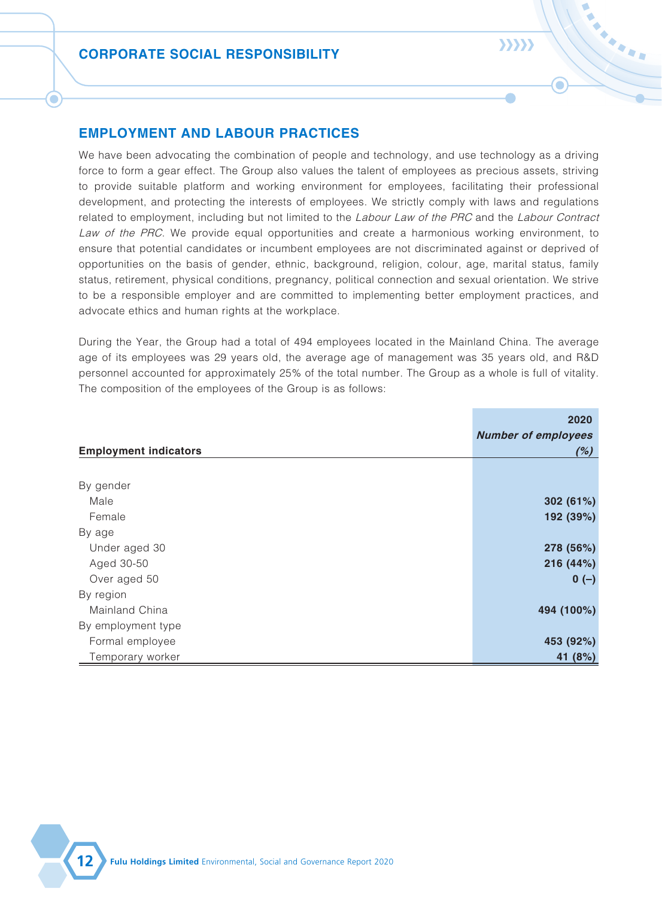## EMPLOYMENT AND LABOUR PRACTICES

We have been advocating the combination of people and technology, and use technology as a driving force to form a gear effect. The Group also values the talent of employees as precious assets, striving to provide suitable platform and working environment for employees, facilitating their professional development, and protecting the interests of employees. We strictly comply with laws and regulations related to employment, including but not limited to the *Labour Law of the PRC* and the *Labour Contract Law of the PRC*. We provide equal opportunities and create a harmonious working environment, to ensure that potential candidates or incumbent employees are not discriminated against or deprived of opportunities on the basis of gender, ethnic, background, religion, colour, age, marital status, family status, retirement, physical conditions, pregnancy, political connection and sexual orientation. We strive to be a responsible employer and are committed to implementing better employment practices, and advocate ethics and human rights at the workplace.

During the Year, the Group had a total of 494 employees located in the Mainland China. The average age of its employees was 29 years old, the average age of management was 35 years old, and R&D personnel accounted for approximately 25% of the total number. The Group as a whole is full of vitality. The composition of the employees of the Group is as follows:

| Employment indicators | 2020 *Number of employees (%)* |
|---|---|
| By gender | |
| Male | **302 (61%)** |
| Female | **192 (39%)** |
| By age | |
| Under aged 30 | **278 (56%)** |
| Aged 30-50 | **216 (44%)** |
| Over aged 50 | **0 (–)** |
| By region | |
| Mainland China | **494 (100%)** |
| By employment type | |
| Formal employee | **453 (92%)** |
| Temporary worker | **41 (8%)** |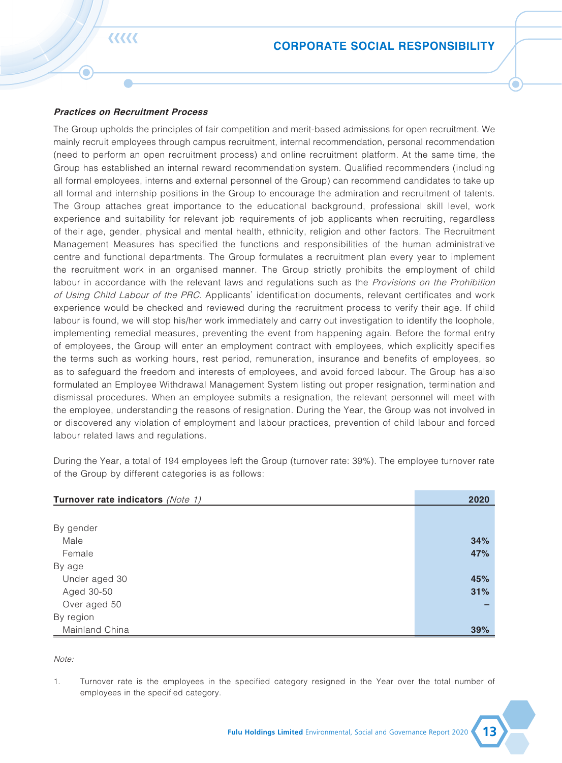#### *Practices on Recruitment Process*

The Group upholds the principles of fair competition and merit-based admissions for open recruitment. We mainly recruit employees through campus recruitment, internal recommendation, personal recommendation (need to perform an open recruitment process) and online recruitment platform. At the same time, the Group has established an internal reward recommendation system. Qualified recommenders (including all formal employees, interns and external personnel of the Group) can recommend candidates to take up all formal and internship positions in the Group to encourage the admiration and recruitment of talents. The Group attaches great importance to the educational background, professional skill level, work experience and suitability for relevant job requirements of job applicants when recruiting, regardless of their age, gender, physical and mental health, ethnicity, religion and other factors. The Recruitment Management Measures has specified the functions and responsibilities of the human administrative centre and functional departments. The Group formulates a recruitment plan every year to implement the recruitment work in an organised manner. The Group strictly prohibits the employment of child labour in accordance with the relevant laws and regulations such as the *Provisions on the Prohibition of Using Child Labour of the PRC*. Applicants' identification documents, relevant certificates and work experience would be checked and reviewed during the recruitment process to verify their age. If child labour is found, we will stop his/her work immediately and carry out investigation to identify the loophole, implementing remedial measures, preventing the event from happening again. Before the formal entry of employees, the Group will enter an employment contract with employees, which explicitly specifies the terms such as working hours, rest period, remuneration, insurance and benefits of employees, so as to safeguard the freedom and interests of employees, and avoid forced labour. The Group has also formulated an Employee Withdrawal Management System listing out proper resignation, termination and dismissal procedures. When an employee submits a resignation, the relevant personnel will meet with the employee, understanding the reasons of resignation. During the Year, the Group was not involved in or discovered any violation of employment and labour practices, prevention of child labour and forced labour related laws and regulations.

During the Year, a total of 194 employees left the Group (turnover rate: 39%). The employee turnover rate of the Group by different categories is as follows:

| **Turnover rate indicators** *(Note 1)* | **2020** |
|---|---|
| By gender | |
| Male | **34%** |
| Female | **47%** |
| By age | |
| Under aged 30 | **45%** |
| Aged 30-50 | **31%** |
| Over aged 50 | **–** |
| By region | |
| Mainland China | **39%** |

*Note:*

1. Turnover rate is the employees in the specified category resigned in the Year over the total number of employees in the specified category.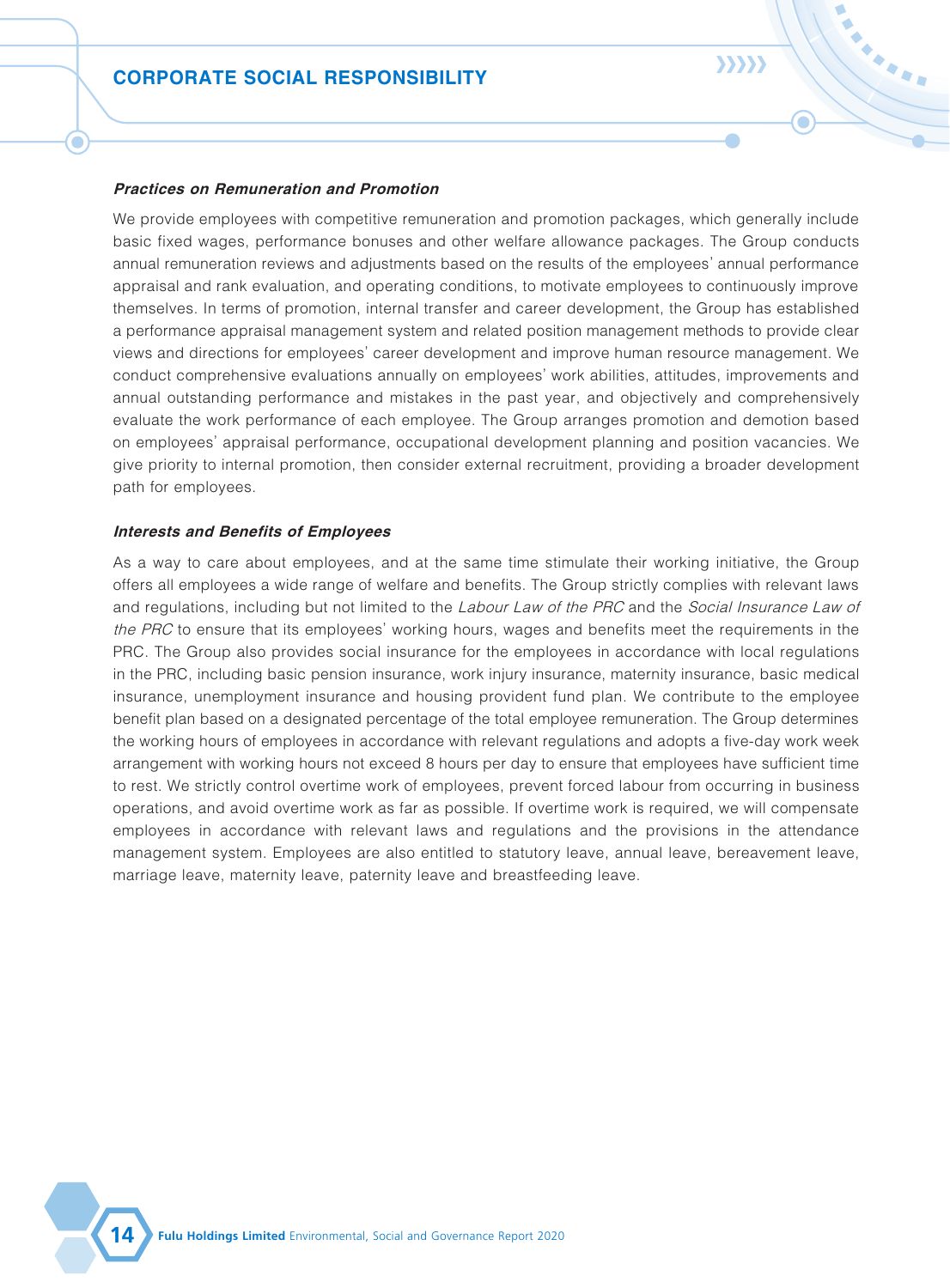#### *Practices on Remuneration and Promotion*

We provide employees with competitive remuneration and promotion packages, which generally include basic fixed wages, performance bonuses and other welfare allowance packages. The Group conducts annual remuneration reviews and adjustments based on the results of the employees' annual performance appraisal and rank evaluation, and operating conditions, to motivate employees to continuously improve themselves. In terms of promotion, internal transfer and career development, the Group has established a performance appraisal management system and related position management methods to provide clear views and directions for employees' career development and improve human resource management. We conduct comprehensive evaluations annually on employees' work abilities, attitudes, improvements and annual outstanding performance and mistakes in the past year, and objectively and comprehensively evaluate the work performance of each employee. The Group arranges promotion and demotion based on employees' appraisal performance, occupational development planning and position vacancies. We give priority to internal promotion, then consider external recruitment, providing a broader development path for employees.

#### *Interests and Benefits of Employees*

As a way to care about employees, and at the same time stimulate their working initiative, the Group offers all employees a wide range of welfare and benefits. The Group strictly complies with relevant laws and regulations, including but not limited to the *Labour Law of the PRC* and the *Social Insurance Law of the PRC* to ensure that its employees' working hours, wages and benefits meet the requirements in the PRC. The Group also provides social insurance for the employees in accordance with local regulations in the PRC, including basic pension insurance, work injury insurance, maternity insurance, basic medical insurance, unemployment insurance and housing provident fund plan. We contribute to the employee benefit plan based on a designated percentage of the total employee remuneration. The Group determines the working hours of employees in accordance with relevant regulations and adopts a five-day work week arrangement with working hours not exceed 8 hours per day to ensure that employees have sufficient time to rest. We strictly control overtime work of employees, prevent forced labour from occurring in business operations, and avoid overtime work as far as possible. If overtime work is required, we will compensate employees in accordance with relevant laws and regulations and the provisions in the attendance management system. Employees are also entitled to statutory leave, annual leave, bereavement leave, marriage leave, maternity leave, paternity leave and breastfeeding leave.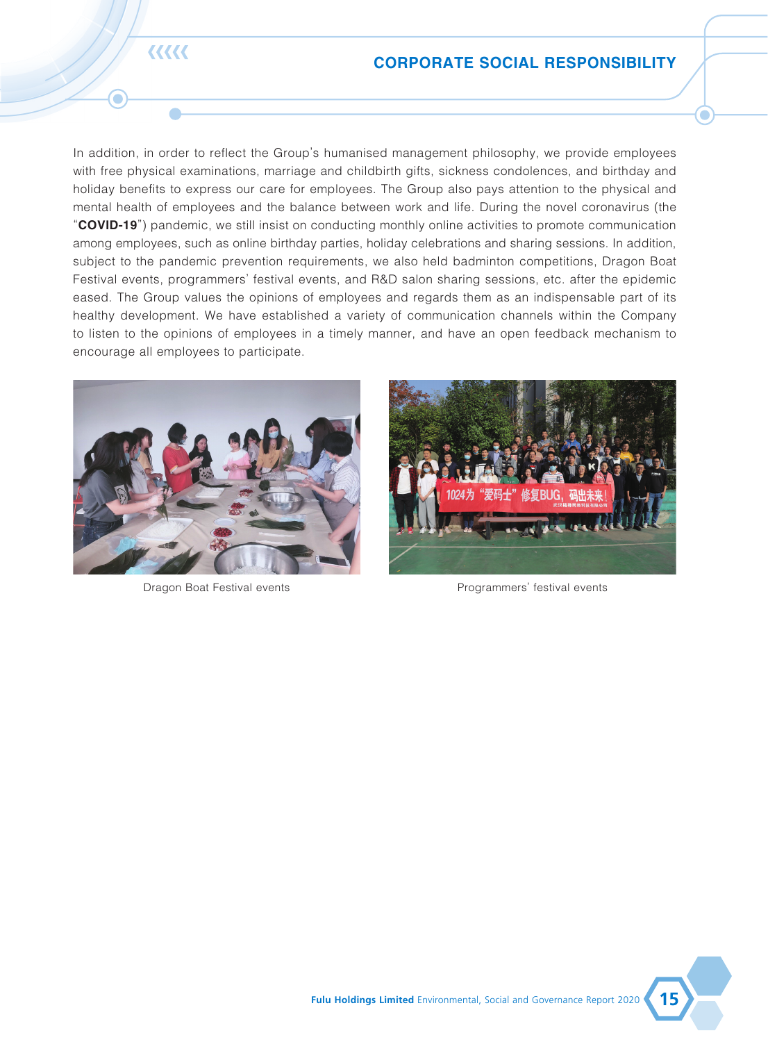In addition, in order to reflect the Group's humanised management philosophy, we provide employees with free physical examinations, marriage and childbirth gifts, sickness condolences, and birthday and holiday benefits to express our care for employees. The Group also pays attention to the physical and mental health of employees and the balance between work and life. During the novel coronavirus (the "**COVID-19**") pandemic, we still insist on conducting monthly online activities to promote communication among employees, such as online birthday parties, holiday celebrations and sharing sessions. In addition, subject to the pandemic prevention requirements, we also held badminton competitions, Dragon Boat Festival events, programmers' festival events, and R&D salon sharing sessions, etc. after the epidemic eased. The Group values the opinions of employees and regards them as an indispensable part of its healthy development. We have established a variety of communication channels within the Company to listen to the opinions of employees in a timely manner, and have an open feedback mechanism to encourage all employees to participate.

Dragon Boat Festival events

Programmers' festival events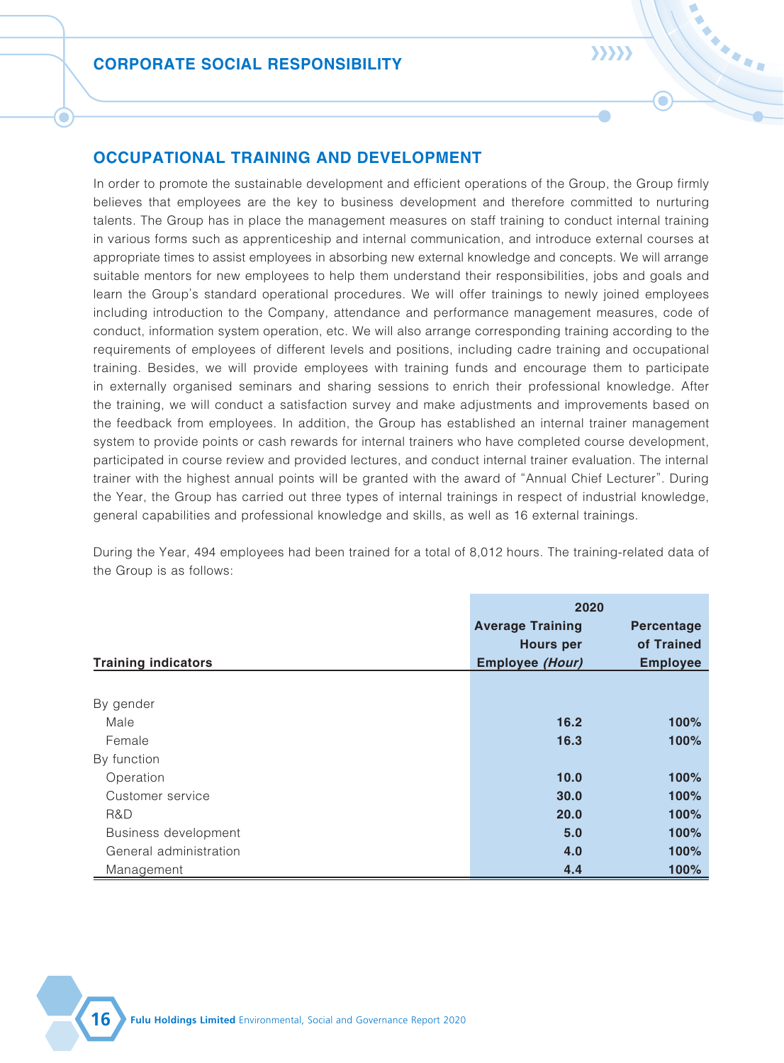## CORPORATE SOCIAL RESPONSIBILITY

### OCCUPATIONAL TRAINING AND DEVELOPMENT

In order to promote the sustainable development and efficient operations of the Group, the Group firmly believes that employees are the key to business development and therefore committed to nurturing talents. The Group has in place the management measures on staff training to conduct internal training in various forms such as apprenticeship and internal communication, and introduce external courses at appropriate times to assist employees in absorbing new external knowledge and concepts. We will arrange suitable mentors for new employees to help them understand their responsibilities, jobs and goals and learn the Group's standard operational procedures. We will offer trainings to newly joined employees including introduction to the Company, attendance and performance management measures, code of conduct, information system operation, etc. We will also arrange corresponding training according to the requirements of employees of different levels and positions, including cadre training and occupational training. Besides, we will provide employees with training funds and encourage them to participate in externally organised seminars and sharing sessions to enrich their professional knowledge. After the training, we will conduct a satisfaction survey and make adjustments and improvements based on the feedback from employees. In addition, the Group has established an internal trainer management system to provide points or cash rewards for internal trainers who have completed course development, participated in course review and provided lectures, and conduct internal trainer evaluation. The internal trainer with the highest annual points will be granted with the award of "Annual Chief Lecturer". During the Year, the Group has carried out three types of internal trainings in respect of industrial knowledge, general capabilities and professional knowledge and skills, as well as 16 external trainings.

During the Year, 494 employees had been trained for a total of 8,012 hours. The training-related data of the Group is as follows:

| Training indicators | 2020 Average Training Hours per Employee *(Hour)* | 2020 Percentage of Trained Employee |
|---|---|---|
| By gender | | |
| Male | **16.2** | **100%** |
| Female | **16.3** | **100%** |
| By function | | |
| Operation | **10.0** | **100%** |
| Customer service | **30.0** | **100%** |
| R&D | **20.0** | **100%** |
| Business development | **5.0** | **100%** |
| General administration | **4.0** | **100%** |
| Management | **4.4** | **100%** |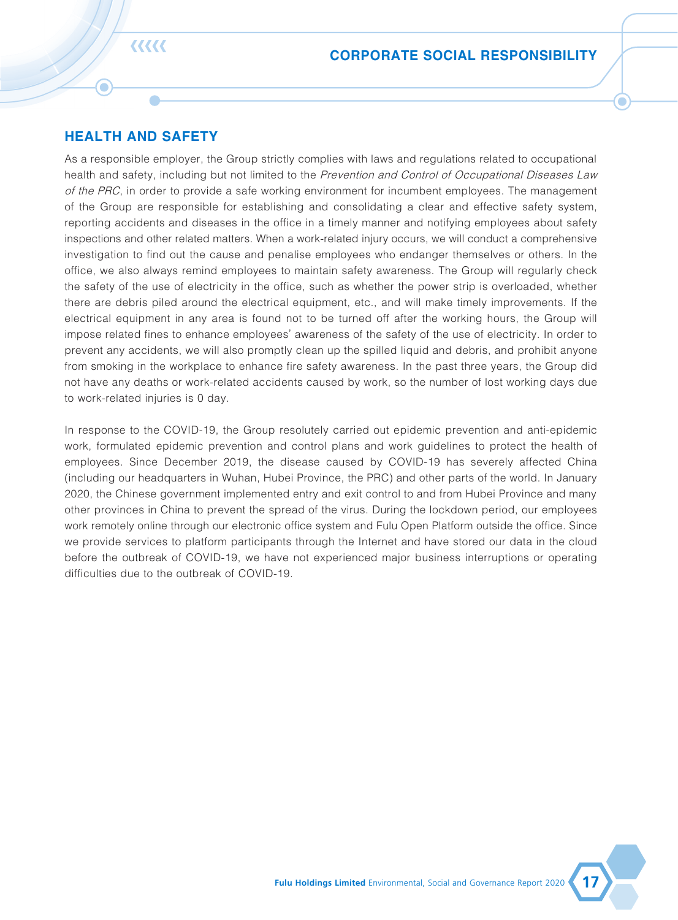## HEALTH AND SAFETY

As a responsible employer, the Group strictly complies with laws and regulations related to occupational health and safety, including but not limited to the *Prevention and Control of Occupational Diseases Law of the PRC*, in order to provide a safe working environment for incumbent employees. The management of the Group are responsible for establishing and consolidating a clear and effective safety system, reporting accidents and diseases in the office in a timely manner and notifying employees about safety inspections and other related matters. When a work-related injury occurs, we will conduct a comprehensive investigation to find out the cause and penalise employees who endanger themselves or others. In the office, we also always remind employees to maintain safety awareness. The Group will regularly check the safety of the use of electricity in the office, such as whether the power strip is overloaded, whether there are debris piled around the electrical equipment, etc., and will make timely improvements. If the electrical equipment in any area is found not to be turned off after the working hours, the Group will impose related fines to enhance employees' awareness of the safety of the use of electricity. In order to prevent any accidents, we will also promptly clean up the spilled liquid and debris, and prohibit anyone from smoking in the workplace to enhance fire safety awareness. In the past three years, the Group did not have any deaths or work-related accidents caused by work, so the number of lost working days due to work-related injuries is 0 day.

In response to the COVID-19, the Group resolutely carried out epidemic prevention and anti-epidemic work, formulated epidemic prevention and control plans and work guidelines to protect the health of employees. Since December 2019, the disease caused by COVID-19 has severely affected China (including our headquarters in Wuhan, Hubei Province, the PRC) and other parts of the world. In January 2020, the Chinese government implemented entry and exit control to and from Hubei Province and many other provinces in China to prevent the spread of the virus. During the lockdown period, our employees work remotely online through our electronic office system and Fulu Open Platform outside the office. Since we provide services to platform participants through the Internet and have stored our data in the cloud before the outbreak of COVID-19, we have not experienced major business interruptions or operating difficulties due to the outbreak of COVID-19.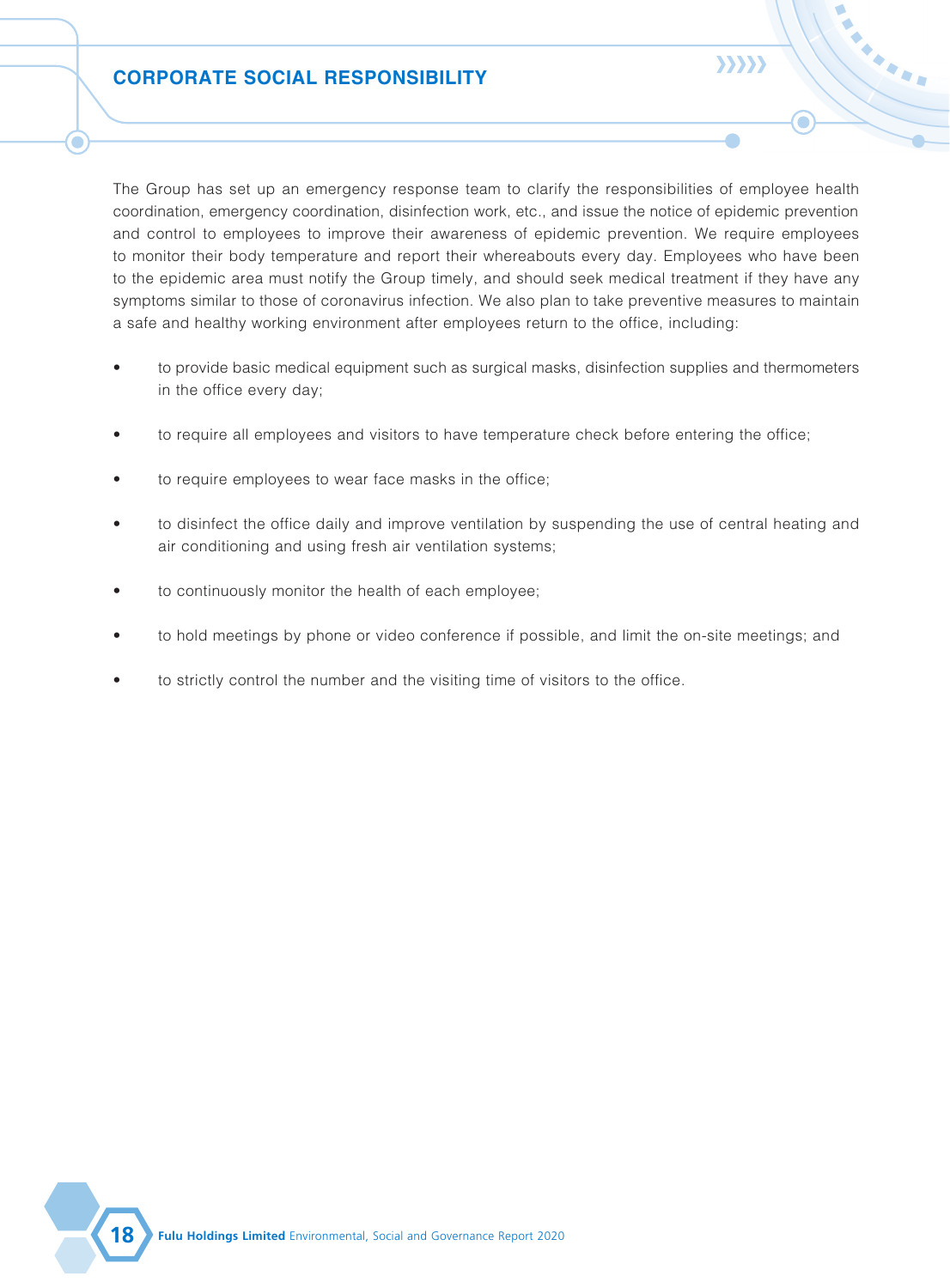The Group has set up an emergency response team to clarify the responsibilities of employee health coordination, emergency coordination, disinfection work, etc., and issue the notice of epidemic prevention and control to employees to improve their awareness of epidemic prevention. We require employees to monitor their body temperature and report their whereabouts every day. Employees who have been to the epidemic area must notify the Group timely, and should seek medical treatment if they have any symptoms similar to those of coronavirus infection. We also plan to take preventive measures to maintain a safe and healthy working environment after employees return to the office, including:

- to provide basic medical equipment such as surgical masks, disinfection supplies and thermometers in the office every day;
- to require all employees and visitors to have temperature check before entering the office;
- to require employees to wear face masks in the office;
- to disinfect the office daily and improve ventilation by suspending the use of central heating and air conditioning and using fresh air ventilation systems;
- to continuously monitor the health of each employee;
- to hold meetings by phone or video conference if possible, and limit the on-site meetings; and
- to strictly control the number and the visiting time of visitors to the office.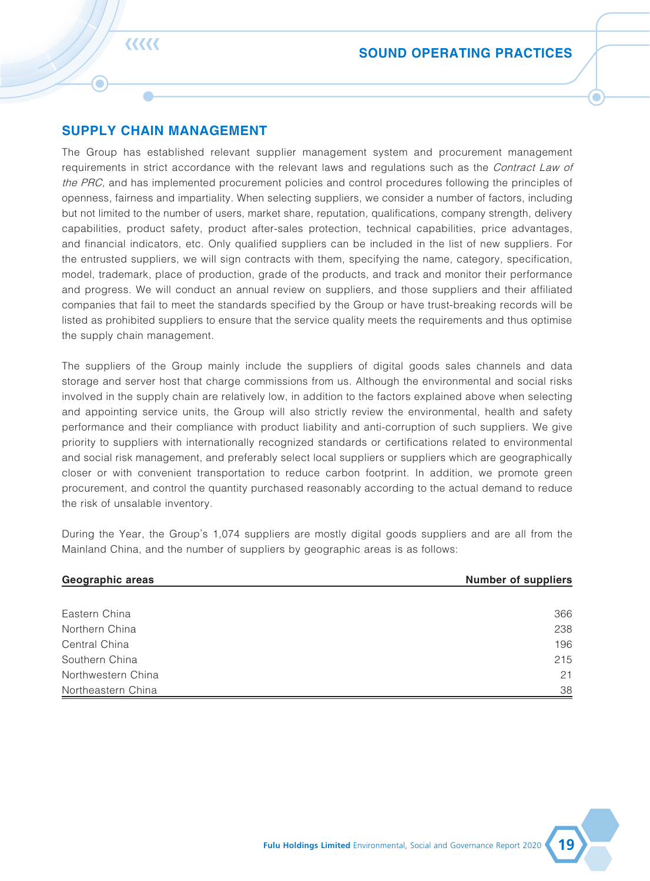## SUPPLY CHAIN MANAGEMENT

The Group has established relevant supplier management system and procurement management requirements in strict accordance with the relevant laws and regulations such as the *Contract Law of the PRC*, and has implemented procurement policies and control procedures following the principles of openness, fairness and impartiality. When selecting suppliers, we consider a number of factors, including but not limited to the number of users, market share, reputation, qualifications, company strength, delivery capabilities, product safety, product after-sales protection, technical capabilities, price advantages, and financial indicators, etc. Only qualified suppliers can be included in the list of new suppliers. For the entrusted suppliers, we will sign contracts with them, specifying the name, category, specification, model, trademark, place of production, grade of the products, and track and monitor their performance and progress. We will conduct an annual review on suppliers, and those suppliers and their affiliated companies that fail to meet the standards specified by the Group or have trust-breaking records will be listed as prohibited suppliers to ensure that the service quality meets the requirements and thus optimise the supply chain management.

The suppliers of the Group mainly include the suppliers of digital goods sales channels and data storage and server host that charge commissions from us. Although the environmental and social risks involved in the supply chain are relatively low, in addition to the factors explained above when selecting and appointing service units, the Group will also strictly review the environmental, health and safety performance and their compliance with product liability and anti-corruption of such suppliers. We give priority to suppliers with internationally recognized standards or certifications related to environmental and social risk management, and preferably select local suppliers or suppliers which are geographically closer or with convenient transportation to reduce carbon footprint. In addition, we promote green procurement, and control the quantity purchased reasonably according to the actual demand to reduce the risk of unsalable inventory.

During the Year, the Group's 1,074 suppliers are mostly digital goods suppliers and are all from the Mainland China, and the number of suppliers by geographic areas is as follows:

| Geographic areas | Number of suppliers |
|---|---|
| Eastern China | 366 |
| Northern China | 238 |
| Central China | 196 |
| Southern China | 215 |
| Northwestern China | 21 |
| Northeastern China | 38 |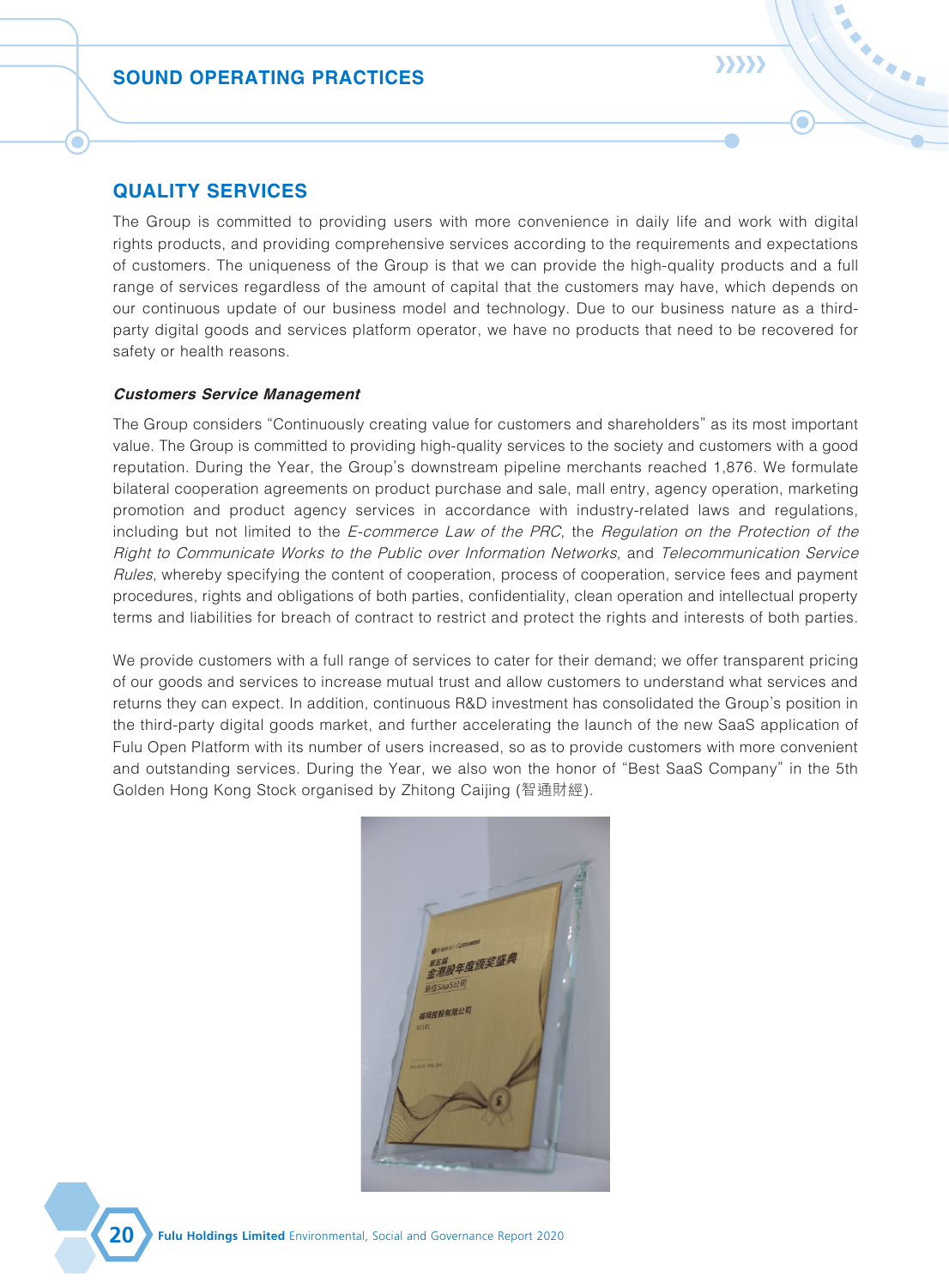## QUALITY SERVICES

The Group is committed to providing users with more convenience in daily life and work with digital rights products, and providing comprehensive services according to the requirements and expectations of customers. The uniqueness of the Group is that we can provide the high-quality products and a full range of services regardless of the amount of capital that the customers may have, which depends on our continuous update of our business model and technology. Due to our business nature as a third-party digital goods and services platform operator, we have no products that need to be recovered for safety or health reasons.

### *Customers Service Management*

The Group considers "Continuously creating value for customers and shareholders" as its most important value. The Group is committed to providing high-quality services to the society and customers with a good reputation. During the Year, the Group's downstream pipeline merchants reached 1,876. We formulate bilateral cooperation agreements on product purchase and sale, mall entry, agency operation, marketing promotion and product agency services in accordance with industry-related laws and regulations, including but not limited to the *E-commerce Law of the PRC*, the *Regulation on the Protection of the Right to Communicate Works to the Public over Information Networks*, and *Telecommunication Service Rules*, whereby specifying the content of cooperation, process of cooperation, service fees and payment procedures, rights and obligations of both parties, confidentiality, clean operation and intellectual property terms and liabilities for breach of contract to restrict and protect the rights and interests of both parties.

We provide customers with a full range of services to cater for their demand; we offer transparent pricing of our goods and services to increase mutual trust and allow customers to understand what services and returns they can expect. In addition, continuous R&D investment has consolidated the Group's position in the third-party digital goods market, and further accelerating the launch of the new SaaS application of Fulu Open Platform with its number of users increased, so as to provide customers with more convenient and outstanding services. During the Year, we also won the honor of "Best SaaS Company" in the 5th Golden Hong Kong Stock organised by Zhitong Caijing (智通財經).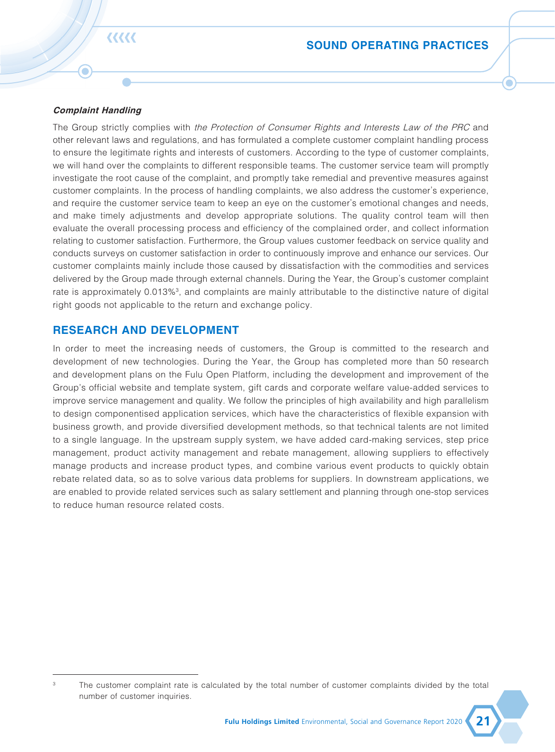### *Complaint Handling*

The Group strictly complies with *the Protection of Consumer Rights and Interests Law of the PRC* and other relevant laws and regulations, and has formulated a complete customer complaint handling process to ensure the legitimate rights and interests of customers. According to the type of customer complaints, we will hand over the complaints to different responsible teams. The customer service team will promptly investigate the root cause of the complaint, and promptly take remedial and preventive measures against customer complaints. In the process of handling complaints, we also address the customer's experience, and require the customer service team to keep an eye on the customer's emotional changes and needs, and make timely adjustments and develop appropriate solutions. The quality control team will then evaluate the overall processing process and efficiency of the complained order, and collect information relating to customer satisfaction. Furthermore, the Group values customer feedback on service quality and conducts surveys on customer satisfaction in order to continuously improve and enhance our services. Our customer complaints mainly include those caused by dissatisfaction with the commodities and services delivered by the Group made through external channels. During the Year, the Group's customer complaint rate is approximately 0.013%[3], and complaints are mainly attributable to the distinctive nature of digital right goods not applicable to the return and exchange policy.

## RESEARCH AND DEVELOPMENT

In order to meet the increasing needs of customers, the Group is committed to the research and development of new technologies. During the Year, the Group has completed more than 50 research and development plans on the Fulu Open Platform, including the development and improvement of the Group's official website and template system, gift cards and corporate welfare value-added services to improve service management and quality. We follow the principles of high availability and high parallelism to design componentised application services, which have the characteristics of flexible expansion with business growth, and provide diversified development methods, so that technical talents are not limited to a single language. In the upstream supply system, we have added card-making services, step price management, product activity management and rebate management, allowing suppliers to effectively manage products and increase product types, and combine various event products to quickly obtain rebate related data, so as to solve various data problems for suppliers. In downstream applications, we are enabled to provide related services such as salary settlement and planning through one-stop services to reduce human resource related costs.

---

[3] The customer complaint rate is calculated by the total number of customer complaints divided by the total number of customer inquiries.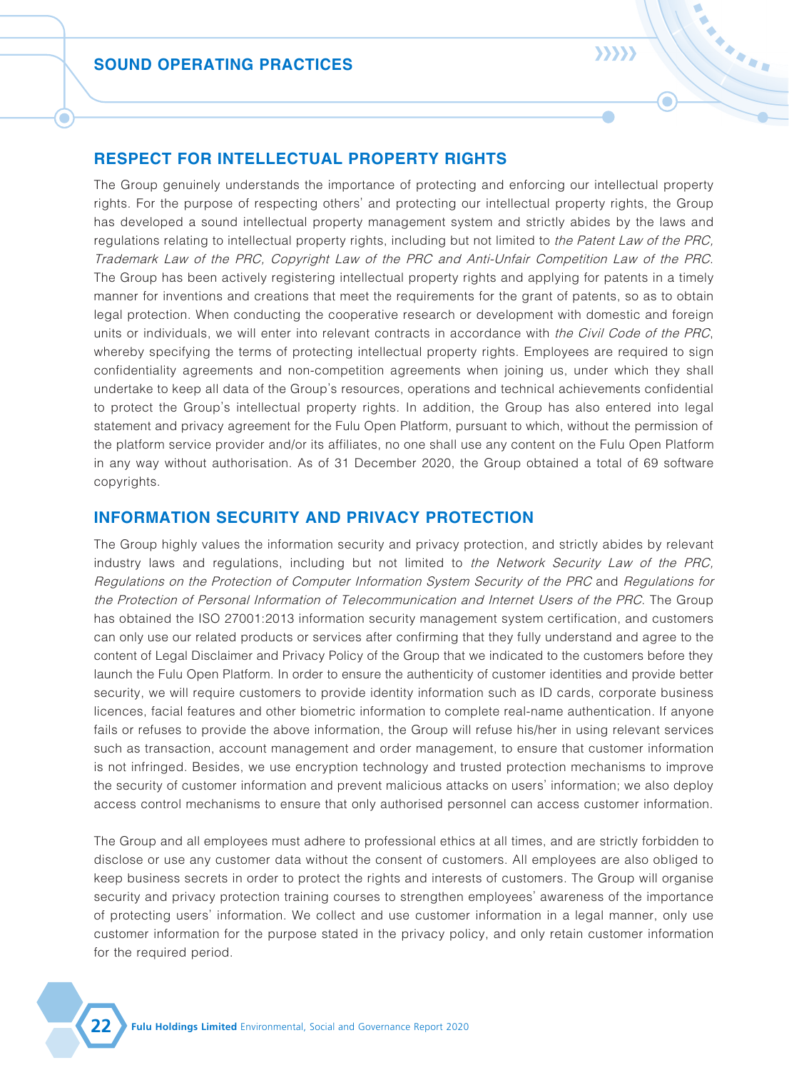## RESPECT FOR INTELLECTUAL PROPERTY RIGHTS

The Group genuinely understands the importance of protecting and enforcing our intellectual property rights. For the purpose of respecting others' and protecting our intellectual property rights, the Group has developed a sound intellectual property management system and strictly abides by the laws and regulations relating to intellectual property rights, including but not limited to *the Patent Law of the PRC, Trademark Law of the PRC, Copyright Law of the PRC and Anti-Unfair Competition Law of the PRC*. The Group has been actively registering intellectual property rights and applying for patents in a timely manner for inventions and creations that meet the requirements for the grant of patents, so as to obtain legal protection. When conducting the cooperative research or development with domestic and foreign units or individuals, we will enter into relevant contracts in accordance with *the Civil Code of the PRC*, whereby specifying the terms of protecting intellectual property rights. Employees are required to sign confidentiality agreements and non-competition agreements when joining us, under which they shall undertake to keep all data of the Group's resources, operations and technical achievements confidential to protect the Group's intellectual property rights. In addition, the Group has also entered into legal statement and privacy agreement for the Fulu Open Platform, pursuant to which, without the permission of the platform service provider and/or its affiliates, no one shall use any content on the Fulu Open Platform in any way without authorisation. As of 31 December 2020, the Group obtained a total of 69 software copyrights.

## INFORMATION SECURITY AND PRIVACY PROTECTION

The Group highly values the information security and privacy protection, and strictly abides by relevant industry laws and regulations, including but not limited to *the Network Security Law of the PRC, Regulations on the Protection of Computer Information System Security of the PRC* and *Regulations for the Protection of Personal Information of Telecommunication and Internet Users of the PRC*. The Group has obtained the ISO 27001:2013 information security management system certification, and customers can only use our related products or services after confirming that they fully understand and agree to the content of Legal Disclaimer and Privacy Policy of the Group that we indicated to the customers before they launch the Fulu Open Platform. In order to ensure the authenticity of customer identities and provide better security, we will require customers to provide identity information such as ID cards, corporate business licences, facial features and other biometric information to complete real-name authentication. If anyone fails or refuses to provide the above information, the Group will refuse his/her in using relevant services such as transaction, account management and order management, to ensure that customer information is not infringed. Besides, we use encryption technology and trusted protection mechanisms to improve the security of customer information and prevent malicious attacks on users' information; we also deploy access control mechanisms to ensure that only authorised personnel can access customer information.

The Group and all employees must adhere to professional ethics at all times, and are strictly forbidden to disclose or use any customer data without the consent of customers. All employees are also obliged to keep business secrets in order to protect the rights and interests of customers. The Group will organise security and privacy protection training courses to strengthen employees' awareness of the importance of protecting users' information. We collect and use customer information in a legal manner, only use customer information for the purpose stated in the privacy policy, and only retain customer information for the required period.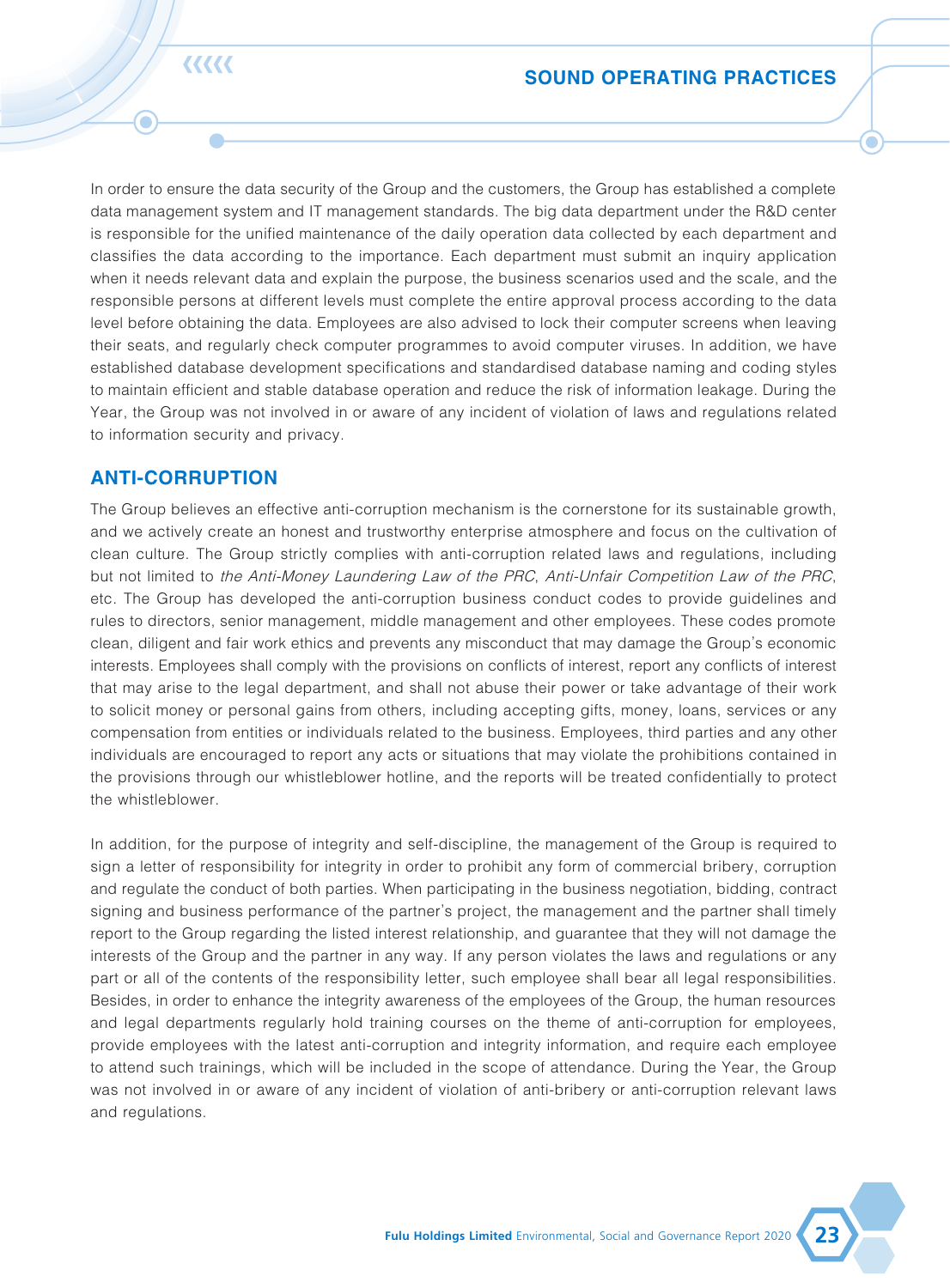In order to ensure the data security of the Group and the customers, the Group has established a complete data management system and IT management standards. The big data department under the R&D center is responsible for the unified maintenance of the daily operation data collected by each department and classifies the data according to the importance. Each department must submit an inquiry application when it needs relevant data and explain the purpose, the business scenarios used and the scale, and the responsible persons at different levels must complete the entire approval process according to the data level before obtaining the data. Employees are also advised to lock their computer screens when leaving their seats, and regularly check computer programmes to avoid computer viruses. In addition, we have established database development specifications and standardised database naming and coding styles to maintain efficient and stable database operation and reduce the risk of information leakage. During the Year, the Group was not involved in or aware of any incident of violation of laws and regulations related to information security and privacy.

## ANTI-CORRUPTION

The Group believes an effective anti-corruption mechanism is the cornerstone for its sustainable growth, and we actively create an honest and trustworthy enterprise atmosphere and focus on the cultivation of clean culture. The Group strictly complies with anti-corruption related laws and regulations, including but not limited to *the Anti-Money Laundering Law of the PRC*, *Anti-Unfair Competition Law of the PRC*, etc. The Group has developed the anti-corruption business conduct codes to provide guidelines and rules to directors, senior management, middle management and other employees. These codes promote clean, diligent and fair work ethics and prevents any misconduct that may damage the Group's economic interests. Employees shall comply with the provisions on conflicts of interest, report any conflicts of interest that may arise to the legal department, and shall not abuse their power or take advantage of their work to solicit money or personal gains from others, including accepting gifts, money, loans, services or any compensation from entities or individuals related to the business. Employees, third parties and any other individuals are encouraged to report any acts or situations that may violate the prohibitions contained in the provisions through our whistleblower hotline, and the reports will be treated confidentially to protect the whistleblower.

In addition, for the purpose of integrity and self-discipline, the management of the Group is required to sign a letter of responsibility for integrity in order to prohibit any form of commercial bribery, corruption and regulate the conduct of both parties. When participating in the business negotiation, bidding, contract signing and business performance of the partner's project, the management and the partner shall timely report to the Group regarding the listed interest relationship, and guarantee that they will not damage the interests of the Group and the partner in any way. If any person violates the laws and regulations or any part or all of the contents of the responsibility letter, such employee shall bear all legal responsibilities. Besides, in order to enhance the integrity awareness of the employees of the Group, the human resources and legal departments regularly hold training courses on the theme of anti-corruption for employees, provide employees with the latest anti-corruption and integrity information, and require each employee to attend such trainings, which will be included in the scope of attendance. During the Year, the Group was not involved in or aware of any incident of violation of anti-bribery or anti-corruption relevant laws and regulations.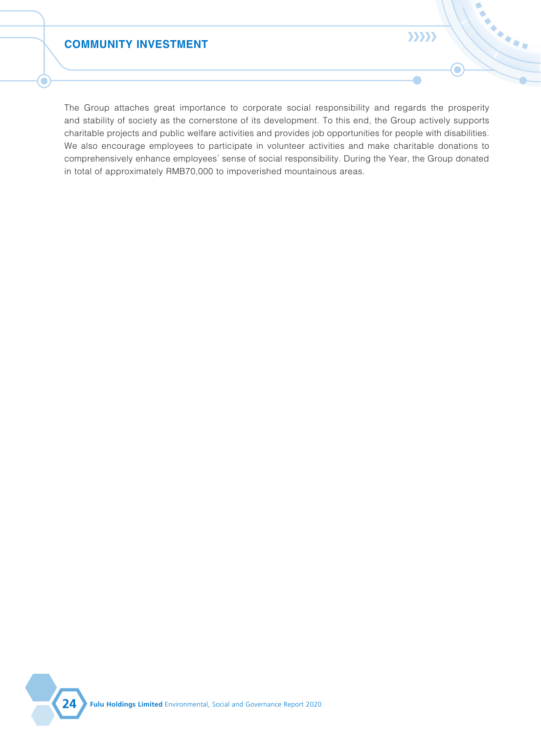## COMMUNITY INVESTMENT

The Group attaches great importance to corporate social responsibility and regards the prosperity and stability of society as the cornerstone of its development. To this end, the Group actively supports charitable projects and public welfare activities and provides job opportunities for people with disabilities. We also encourage employees to participate in volunteer activities and make charitable donations to comprehensively enhance employees' sense of social responsibility. During the Year, the Group donated in total of approximately RMB70,000 to impoverished mountainous areas.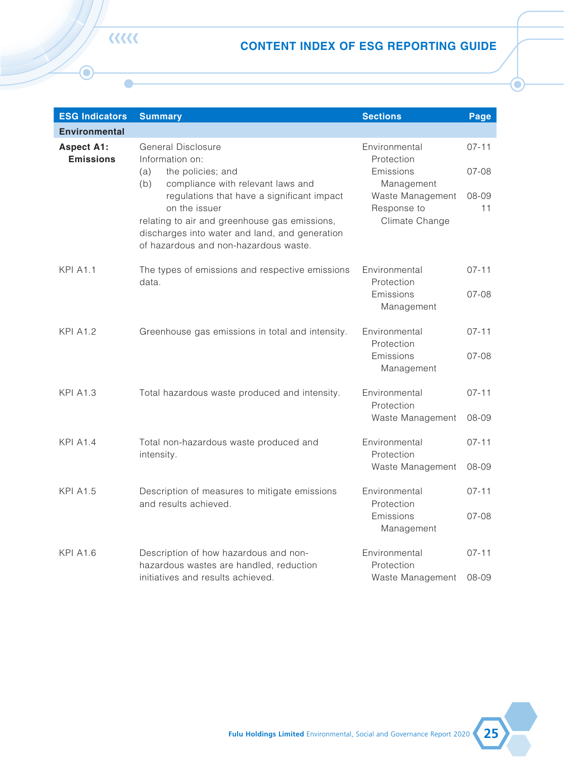# CONTENT INDEX OF ESG REPORTING GUIDE

| ESG Indicators | Summary | Sections | Page |
|---|---|---|---|
| **Environmental** | | | |
| **Aspect A1: Emissions** | General Disclosure<br>Information on:<br>(a) the policies; and<br>(b) compliance with relevant laws and regulations that have a significant impact on the issuer<br>relating to air and greenhouse gas emissions, discharges into water and land, and generation of hazardous and non-hazardous waste. | Environmental Protection<br>Emissions Management<br>Waste Management<br>Response to Climate Change | 07-11<br>07-08<br>08-09<br>11 |
| KPI A1.1 | The types of emissions and respective emissions data. | Environmental Protection<br>Emissions Management | 07-11<br>07-08 |
| KPI A1.2 | Greenhouse gas emissions in total and intensity. | Environmental Protection<br>Emissions Management | 07-11<br>07-08 |
| KPI A1.3 | Total hazardous waste produced and intensity. | Environmental Protection<br>Waste Management | 07-11<br>08-09 |
| KPI A1.4 | Total non-hazardous waste produced and intensity. | Environmental Protection<br>Waste Management | 07-11<br>08-09 |
| KPI A1.5 | Description of measures to mitigate emissions and results achieved. | Environmental Protection<br>Emissions Management | 07-11<br>07-08 |
| KPI A1.6 | Description of how hazardous and non-hazardous wastes are handled, reduction initiatives and results achieved. | Environmental Protection<br>Waste Management | 07-11<br>08-09 |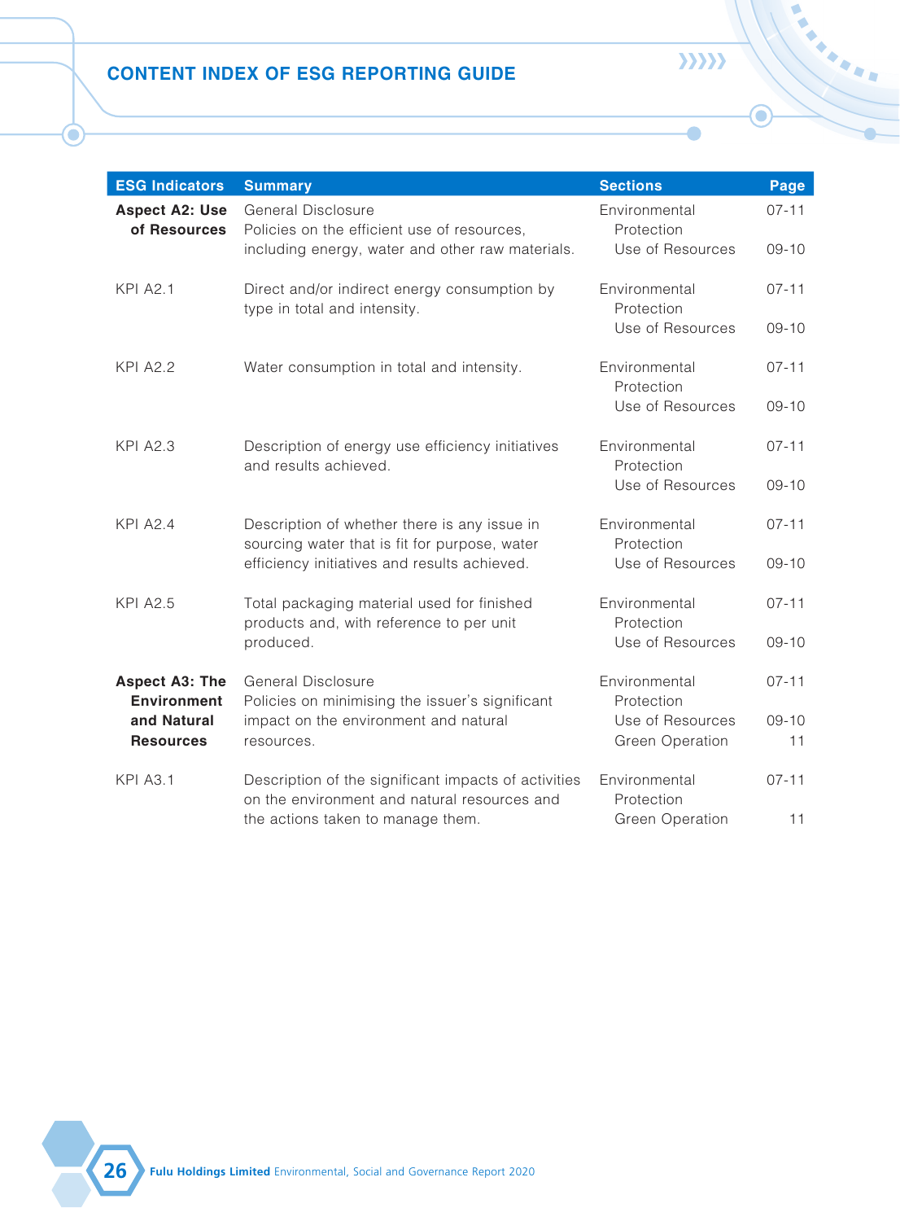## CONTENT INDEX OF ESG REPORTING GUIDE

| ESG Indicators | Summary | Sections | Page |
|---|---|---|---|
| **Aspect A2: Use of Resources** | General Disclosure<br>Policies on the efficient use of resources, including energy, water and other raw materials. | Environmental Protection<br>Use of Resources | 07-11<br>09-10 |
| KPI A2.1 | Direct and/or indirect energy consumption by type in total and intensity. | Environmental Protection<br>Use of Resources | 07-11<br>09-10 |
| KPI A2.2 | Water consumption in total and intensity. | Environmental Protection<br>Use of Resources | 07-11<br>09-10 |
| KPI A2.3 | Description of energy use efficiency initiatives and results achieved. | Environmental Protection<br>Use of Resources | 07-11<br>09-10 |
| KPI A2.4 | Description of whether there is any issue in sourcing water that is fit for purpose, water efficiency initiatives and results achieved. | Environmental Protection<br>Use of Resources | 07-11<br>09-10 |
| KPI A2.5 | Total packaging material used for finished products and, with reference to per unit produced. | Environmental Protection<br>Use of Resources | 07-11<br>09-10 |
| **Aspect A3: The Environment and Natural Resources** | General Disclosure<br>Policies on minimising the issuer's significant impact on the environment and natural resources. | Environmental Protection<br>Use of Resources<br>Green Operation | 07-11<br>09-10<br>11 |
| KPI A3.1 | Description of the significant impacts of activities on the environment and natural resources and the actions taken to manage them. | Environmental Protection<br>Green Operation | 07-11<br>11 |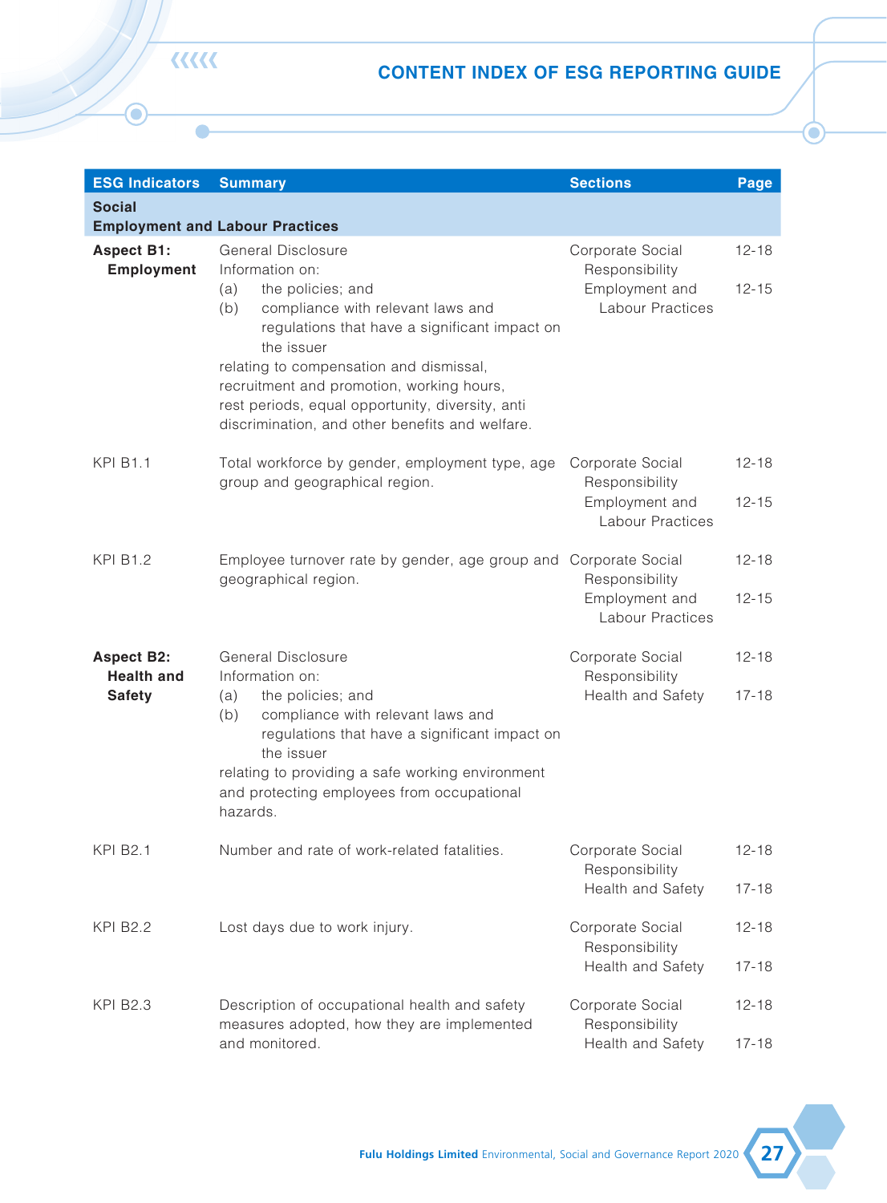# CONTENT INDEX OF ESG REPORTING GUIDE

| ESG Indicators | Summary | Sections | Page |
|---|---|---|---|
| **Social**<br>**Employment and Labour Practices** | | | |
| **Aspect B1: Employment** | General Disclosure<br>Information on:<br>(a) the policies; and<br>(b) compliance with relevant laws and regulations that have a significant impact on the issuer<br>relating to compensation and dismissal, recruitment and promotion, working hours, rest periods, equal opportunity, diversity, anti discrimination, and other benefits and welfare. | Corporate Social Responsibility<br>Employment and Labour Practices | 12-18<br>12-15 |
| KPI B1.1 | Total workforce by gender, employment type, age group and geographical region. | Corporate Social Responsibility<br>Employment and Labour Practices | 12-18<br>12-15 |
| KPI B1.2 | Employee turnover rate by gender, age group and geographical region. | Corporate Social Responsibility<br>Employment and Labour Practices | 12-18<br>12-15 |
| **Aspect B2: Health and Safety** | General Disclosure<br>Information on:<br>(a) the policies; and<br>(b) compliance with relevant laws and regulations that have a significant impact on the issuer<br>relating to providing a safe working environment and protecting employees from occupational hazards. | Corporate Social Responsibility<br>Health and Safety | 12-18<br>17-18 |
| KPI B2.1 | Number and rate of work-related fatalities. | Corporate Social Responsibility<br>Health and Safety | 12-18<br>17-18 |
| KPI B2.2 | Lost days due to work injury. | Corporate Social Responsibility<br>Health and Safety | 12-18<br>17-18 |
| KPI B2.3 | Description of occupational health and safety measures adopted, how they are implemented and monitored. | Corporate Social Responsibility<br>Health and Safety | 12-18<br>17-18 |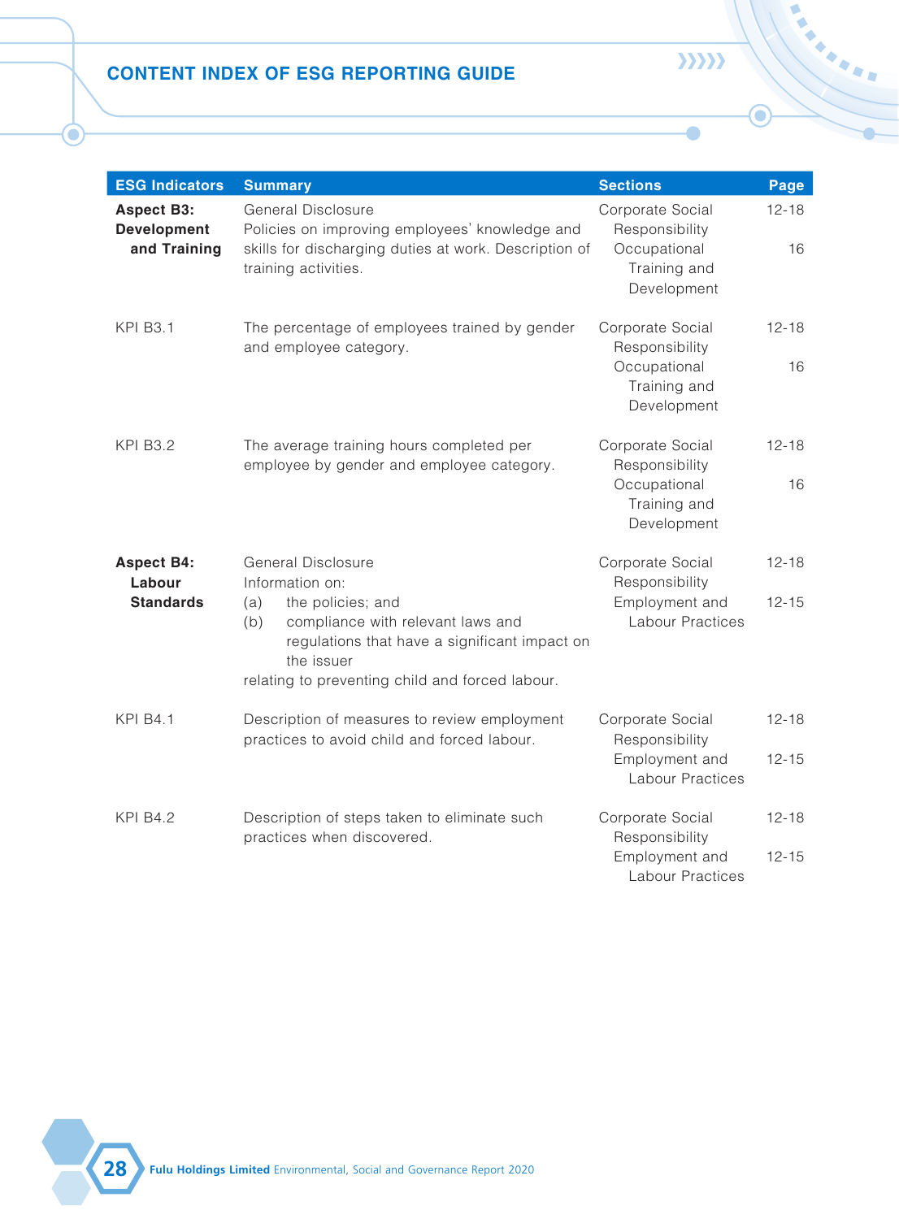## CONTENT INDEX OF ESG REPORTING GUIDE

| ESG Indicators | Summary | Sections | Page |
|---|---|---|---|
| **Aspect B3: Development and Training** | General Disclosure<br>Policies on improving employees' knowledge and skills for discharging duties at work. Description of training activities. | Corporate Social Responsibility<br>Occupational Training and Development | 12-18<br>16 |
| KPI B3.1 | The percentage of employees trained by gender and employee category. | Corporate Social Responsibility<br>Occupational Training and Development | 12-18<br>16 |
| KPI B3.2 | The average training hours completed per employee by gender and employee category. | Corporate Social Responsibility<br>Occupational Training and Development | 12-18<br>16 |
| **Aspect B4: Labour Standards** | General Disclosure<br>Information on:<br>(a) the policies; and<br>(b) compliance with relevant laws and regulations that have a significant impact on the issuer<br>relating to preventing child and forced labour. | Corporate Social Responsibility<br>Employment and Labour Practices | 12-18<br>12-15 |
| KPI B4.1 | Description of measures to review employment practices to avoid child and forced labour. | Corporate Social Responsibility<br>Employment and Labour Practices | 12-18<br>12-15 |
| KPI B4.2 | Description of steps taken to eliminate such practices when discovered. | Corporate Social Responsibility<br>Employment and Labour Practices | 12-18<br>12-15 |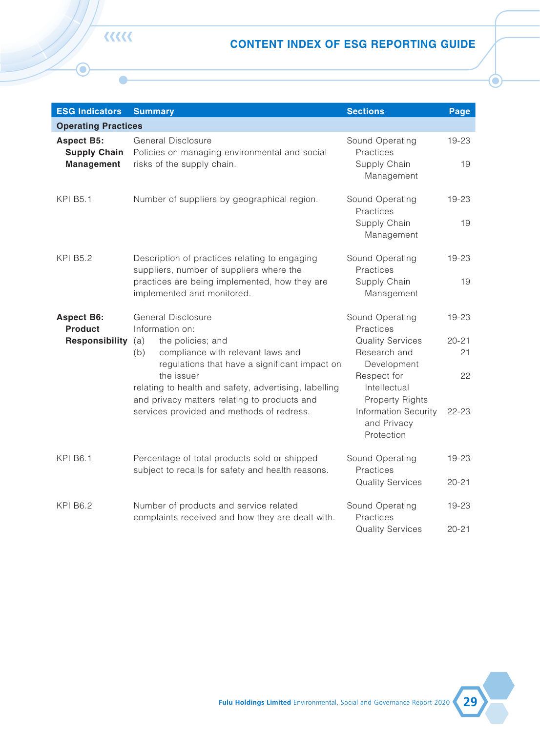# CONTENT INDEX OF ESG REPORTING GUIDE

| ESG Indicators | Summary | Sections | Page |
|---|---|---|---|
| **Operating Practices** | | | |
| **Aspect B5: Supply Chain Management** | General Disclosure<br>Policies on managing environmental and social risks of the supply chain. | Sound Operating Practices<br>Supply Chain Management | 19-23<br>19 |
| KPI B5.1 | Number of suppliers by geographical region. | Sound Operating Practices<br>Supply Chain Management | 19-23<br>19 |
| KPI B5.2 | Description of practices relating to engaging suppliers, number of suppliers where the practices are being implemented, how they are implemented and monitored. | Sound Operating Practices<br>Supply Chain Management | 19-23<br>19 |
| **Aspect B6: Product Responsibility** | General Disclosure<br>Information on:<br>(a) the policies; and<br>(b) compliance with relevant laws and regulations that have a significant impact on the issuer<br>relating to health and safety, advertising, labelling and privacy matters relating to products and services provided and methods of redress. | Sound Operating Practices<br>Quality Services<br>Research and Development<br>Respect for Intellectual Property Rights<br>Information Security and Privacy Protection | 19-23<br>20-21<br>21<br>22<br>22-23 |
| KPI B6.1 | Percentage of total products sold or shipped subject to recalls for safety and health reasons. | Sound Operating Practices<br>Quality Services | 19-23<br>20-21 |
| KPI B6.2 | Number of products and service related complaints received and how they are dealt with. | Sound Operating Practices<br>Quality Services | 19-23<br>20-21 |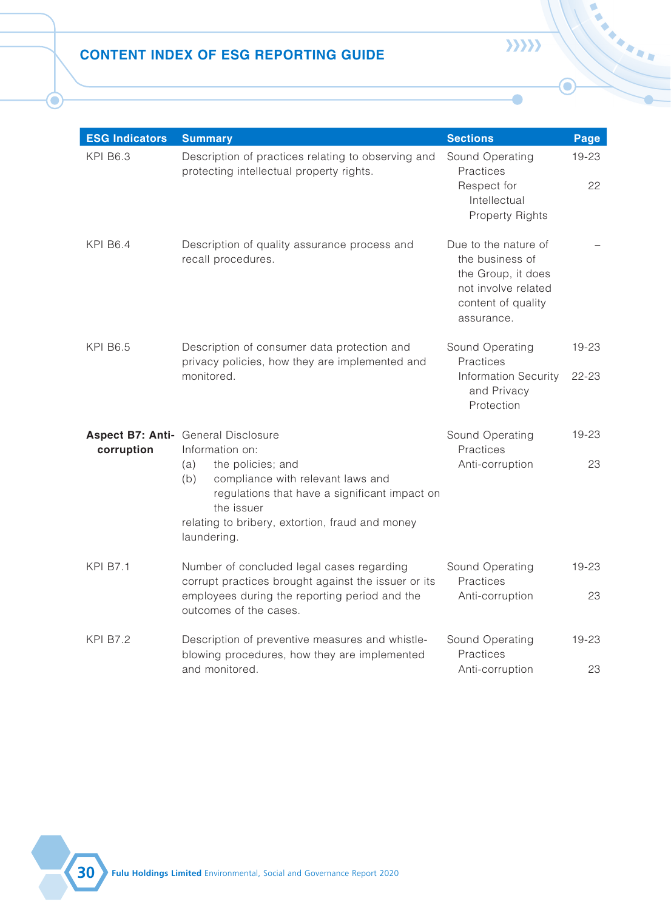# CONTENT INDEX OF ESG REPORTING GUIDE

| ESG Indicators | Summary | Sections | Page |
|---|---|---|---|
| KPI B6.3 | Description of practices relating to observing and protecting intellectual property rights. | Sound Operating Practices<br>Respect for Intellectual Property Rights | 19-23<br>22 |
| KPI B6.4 | Description of quality assurance process and recall procedures. | Due to the nature of the business of the Group, it does not involve related content of quality assurance. | – |
| KPI B6.5 | Description of consumer data protection and privacy policies, how they are implemented and monitored. | Sound Operating Practices<br>Information Security and Privacy Protection | 19-23<br>22-23 |
| **Aspect B7: Anti-corruption** | General Disclosure<br>Information on:<br>(a) the policies; and<br>(b) compliance with relevant laws and regulations that have a significant impact on the issuer<br>relating to bribery, extortion, fraud and money laundering. | Sound Operating Practices<br>Anti-corruption | 19-23<br>23 |
| KPI B7.1 | Number of concluded legal cases regarding corrupt practices brought against the issuer or its employees during the reporting period and the outcomes of the cases. | Sound Operating Practices<br>Anti-corruption | 19-23<br>23 |
| KPI B7.2 | Description of preventive measures and whistle-blowing procedures, how they are implemented and monitored. | Sound Operating Practices<br>Anti-corruption | 19-23<br>23 |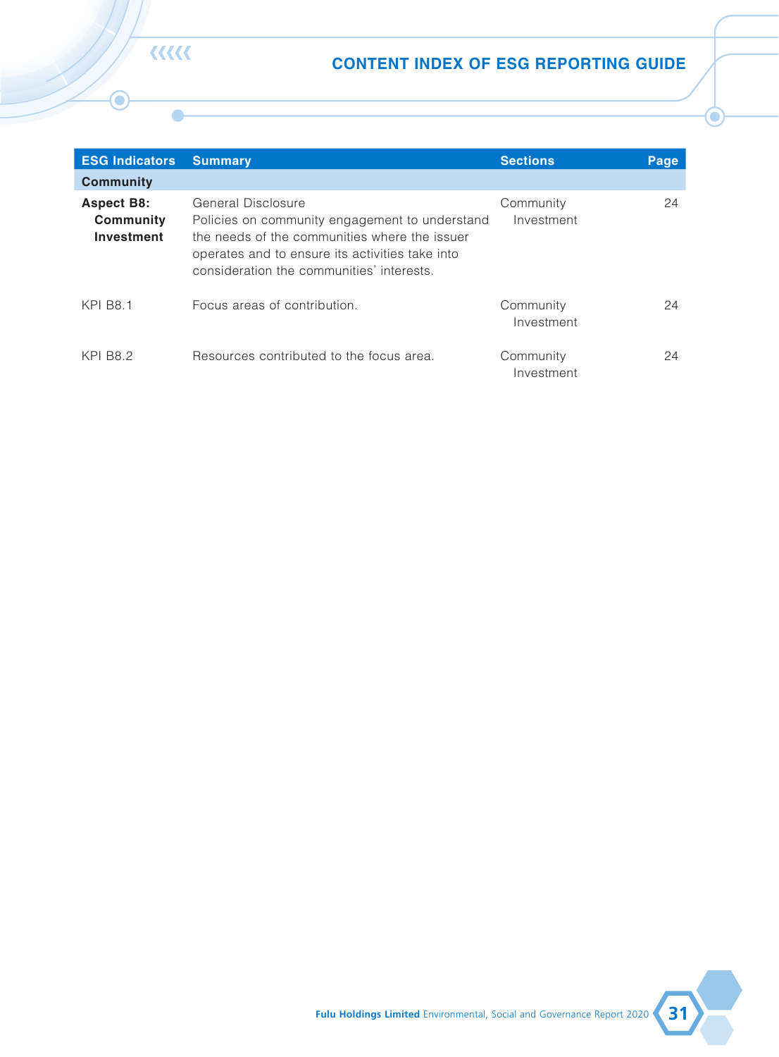## CONTENT INDEX OF ESG REPORTING GUIDE

| ESG Indicators | Summary | Sections | Page |
|---|---|---|---|
| **Community** | | | |
| **Aspect B8: Community Investment** | General Disclosure<br>Policies on community engagement to understand the needs of the communities where the issuer operates and to ensure its activities take into consideration the communities' interests. | Community Investment | 24 |
| KPI B8.1 | Focus areas of contribution. | Community Investment | 24 |
| KPI B8.2 | Resources contributed to the focus area. | Community Investment | 24 |